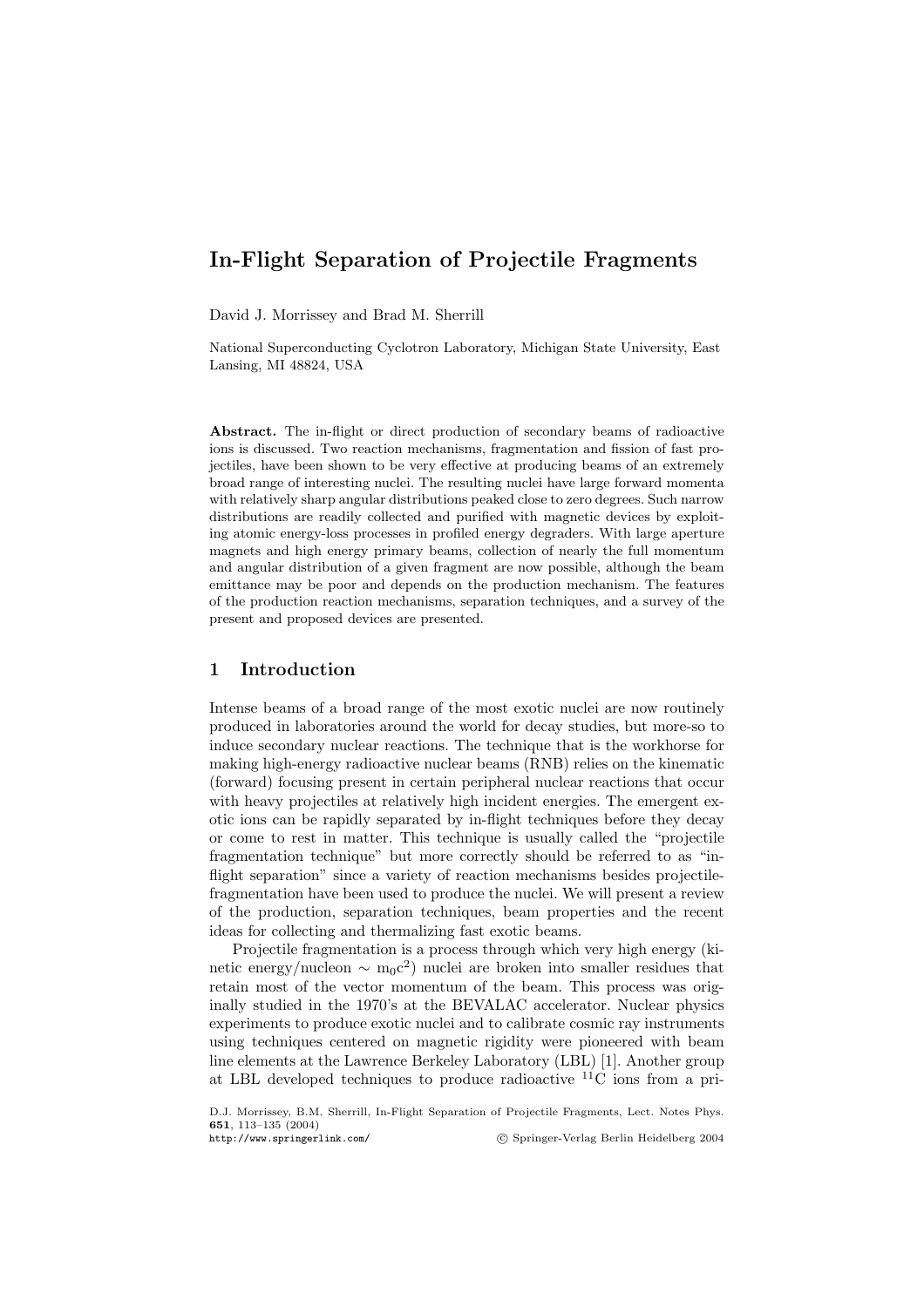# In-Flight Separation of Projectile Fragments

David J. Morrissey and Brad M. Sherrill

National Superconducting Cyclotron Laboratory, Michigan State University, East Lansing, MI 48824, USA

**Abstract.** The in-flight or direct production of secondary beams of radioactive ions is discussed. Two reaction mechanisms, fragmentation and fission of fast projectiles, have been shown to be very effective at producing beams of an extremely broad range of interesting nuclei. The resulting nuclei have large forward momenta with relatively sharp angular distributions peaked close to zero degrees. Such narrow distributions are readily collected and purified with magnetic devices by exploiting atomic energy-loss processes in profiled energy degraders. With large aperture magnets and high energy primary beams, collection of nearly the full momentum and angular distribution of a given fragment are now possible, although the beam emittance may be poor and depends on the production mechanism. The features of the production reaction mechanisms, separation techniques, and a survey of the present and proposed devices are presented.

## 1 Introduction

Intense beams of a broad range of the most exotic nuclei are now routinely produced in laboratories around the world for decay studies, but more-so to induce secondary nuclear reactions. The technique that is the workhorse for making high-energy radioactive nuclear beams (RNB) relies on the kinematic (forward) focusing present in certain peripheral nuclear reactions that occur with heavy projectiles at relatively high incident energies. The emergent exotic ions can be rapidly separated by in-flight techniques before they decay or come to rest in matter. This technique is usually called the "projectile fragmentation technique" but more correctly should be referred to as "in-flight separation" since a variety of reaction mechanisms besides projectile-fragmentation have been used to produce the nuclei. We will present a review of the production, separation techniques, beam properties and the recent ideas for collecting and thermalizing fast exotic beams.

Projectile fragmentation is a process through which very high energy (kinetic energy/nucleon $\sim m_0c^2$) nuclei are broken into smaller residues that retain most of the vector momentum of the beam. This process was originally studied in the 1970's at the BEVALAC accelerator. Nuclear physics experiments to produce exotic nuclei and to calibrate cosmic ray instruments using techniques centered on magnetic rigidity were pioneered with beam line elements at the Lawrence Berkeley Laboratory (LBL) [1]. Another group at LBL developed techniques to produce radioactive $^{11}$C ions from a pri-

D.J. Morrissey, B.M. Sherrill, In-Flight Separation of Projectile Fragments, Lect. Notes Phys. **651**, 113–135 (2004)
http://www.springerlink.com/ © Springer-Verlag Berlin Heidelberg 2004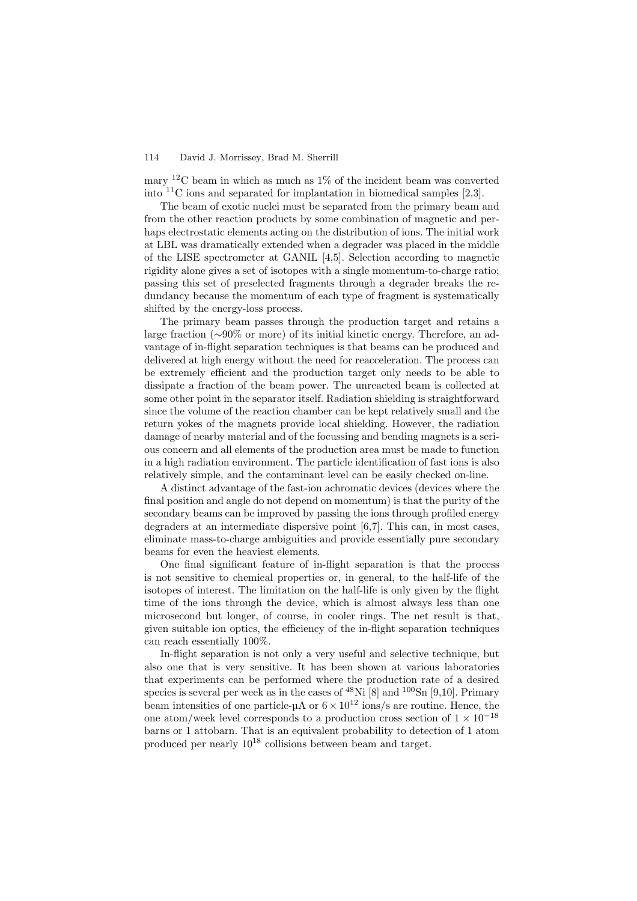mary $^{12}C$ beam in which as much as 1% of the incident beam was converted into $^{11}C$ ions and separated for implantation in biomedical samples [2,3].

The beam of exotic nuclei must be separated from the primary beam and from the other reaction products by some combination of magnetic and perhaps electrostatic elements acting on the distribution of ions. The initial work at LBL was dramatically extended when a degrader was placed in the middle of the LISE spectrometer at GANIL [4,5]. Selection according to magnetic rigidity alone gives a set of isotopes with a single momentum-to-charge ratio; passing this set of preselected fragments through a degrader breaks the redundancy because the momentum of each type of fragment is systematically shifted by the energy-loss process.

The primary beam passes through the production target and retains a large fraction (∼90% or more) of its initial kinetic energy. Therefore, an advantage of in-flight separation techniques is that beams can be produced and delivered at high energy without the need for reacceleration. The process can be extremely efficient and the production target only needs to be able to dissipate a fraction of the beam power. The unreacted beam is collected at some other point in the separator itself. Radiation shielding is straightforward since the volume of the reaction chamber can be kept relatively small and the return yokes of the magnets provide local shielding. However, the radiation damage of nearby material and of the focussing and bending magnets is a serious concern and all elements of the production area must be made to function in a high radiation environment. The particle identification of fast ions is also relatively simple, and the contaminant level can be easily checked on-line.

A distinct advantage of the fast-ion achromatic devices (devices where the final position and angle do not depend on momentum) is that the purity of the secondary beams can be improved by passing the ions through profiled energy degraders at an intermediate dispersive point [6,7]. This can, in most cases, eliminate mass-to-charge ambiguities and provide essentially pure secondary beams for even the heaviest elements.

One final significant feature of in-flight separation is that the process is not sensitive to chemical properties or, in general, to the half-life of the isotopes of interest. The limitation on the half-life is only given by the flight time of the ions through the device, which is almost always less than one microsecond but longer, of course, in cooler rings. The net result is that, given suitable ion optics, the efficiency of the in-flight separation techniques can reach essentially 100%.

In-flight separation is not only a very useful and selective technique, but also one that is very sensitive. It has been shown at various laboratories that experiments can be performed where the production rate of a desired species is several per week as in the cases of $^{48}Ni$ [8] and $^{100}Sn$ [9,10]. Primary beam intensities of one particle-µA or $6 \times 10^{12}$ ions/s are routine. Hence, the one atom/week level corresponds to a production cross section of $1 \times 10^{-18}$ barns or 1 attobarn. That is an equivalent probability to detection of 1 atom produced per nearly $10^{18}$ collisions between beam and target.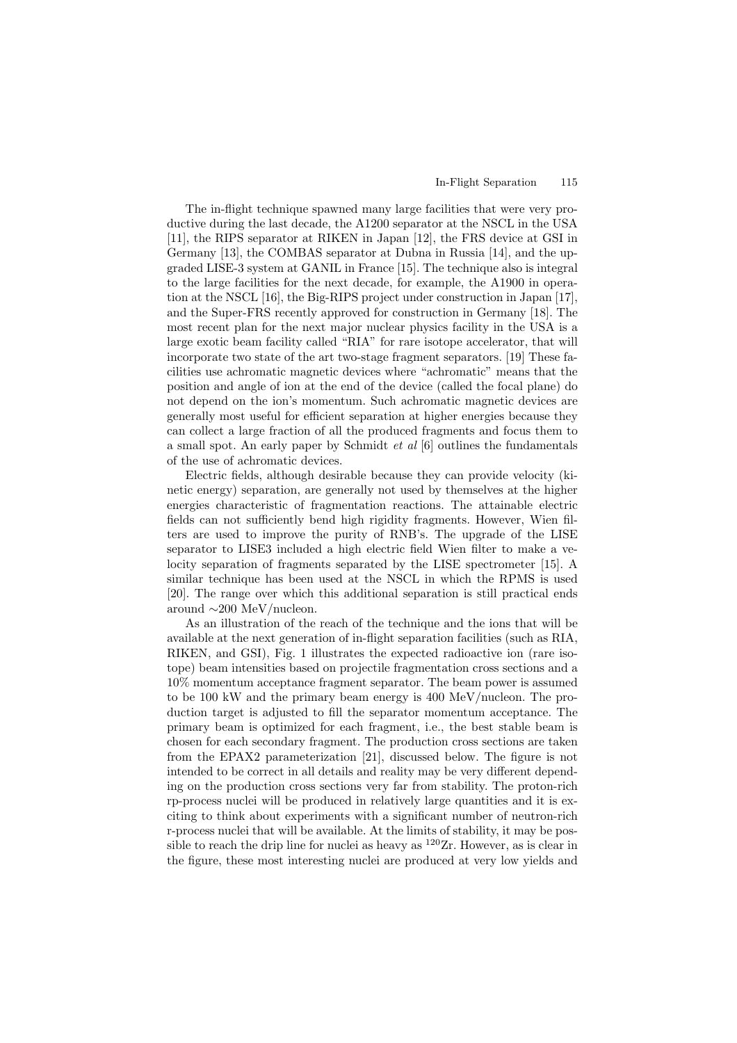The in-flight technique spawned many large facilities that were very productive during the last decade, the A1200 separator at the NSCL in the USA [11], the RIPS separator at RIKEN in Japan [12], the FRS device at GSI in Germany [13], the COMBAS separator at Dubna in Russia [14], and the upgraded LISE-3 system at GANIL in France [15]. The technique also is integral to the large facilities for the next decade, for example, the A1900 in operation at the NSCL [16], the Big-RIPS project under construction in Japan [17], and the Super-FRS recently approved for construction in Germany [18]. The most recent plan for the next major nuclear physics facility in the USA is a large exotic beam facility called "RIA" for rare isotope accelerator, that will incorporate two state of the art two-stage fragment separators. [19] These facilities use achromatic magnetic devices where "achromatic" means that the position and angle of ion at the end of the device (called the focal plane) do not depend on the ion's momentum. Such achromatic magnetic devices are generally most useful for efficient separation at higher energies because they can collect a large fraction of all the produced fragments and focus them to a small spot. An early paper by Schmidt *et al* [6] outlines the fundamentals of the use of achromatic devices.

Electric fields, although desirable because they can provide velocity (kinetic energy) separation, are generally not used by themselves at the higher energies characteristic of fragmentation reactions. The attainable electric fields can not sufficiently bend high rigidity fragments. However, Wien filters are used to improve the purity of RNB's. The upgrade of the LISE separator to LISE3 included a high electric field Wien filter to make a velocity separation of fragments separated by the LISE spectrometer [15]. A similar technique has been used at the NSCL in which the RPMS is used [20]. The range over which this additional separation is still practical ends around ~200 MeV/nucleon.

As an illustration of the reach of the technique and the ions that will be available at the next generation of in-flight separation facilities (such as RIA, RIKEN, and GSI), Fig. 1 illustrates the expected radioactive ion (rare isotope) beam intensities based on projectile fragmentation cross sections and a 10% momentum acceptance fragment separator. The beam power is assumed to be 100 kW and the primary beam energy is 400 MeV/nucleon. The production target is adjusted to fill the separator momentum acceptance. The primary beam is optimized for each fragment, i.e., the best stable beam is chosen for each secondary fragment. The production cross sections are taken from the EPAX2 parameterization [21], discussed below. The figure is not intended to be correct in all details and reality may be very different depending on the production cross sections very far from stability. The proton-rich rp-process nuclei will be produced in relatively large quantities and it is exciting to think about experiments with a significant number of neutron-rich r-process nuclei that will be available. At the limits of stability, it may be possible to reach the drip line for nuclei as heavy as $^{120}$Zr. However, as is clear in the figure, these most interesting nuclei are produced at very low yields and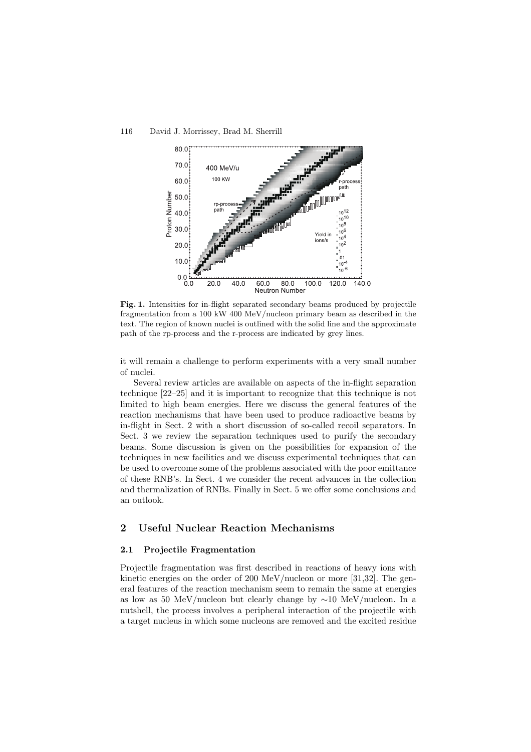**Fig. 1.** Intensities for in-flight separated secondary beams produced by projectile fragmentation from a 100 kW 400 MeV/nucleon primary beam as described in the text. The region of known nuclei is outlined with the solid line and the approximate path of the rp-process and the r-process are indicated by grey lines.

it will remain a challenge to perform experiments with a very small number of nuclei.

Several review articles are available on aspects of the in-flight separation technique [22–25] and it is important to recognize that this technique is not limited to high beam energies. Here we discuss the general features of the reaction mechanisms that have been used to produce radioactive beams by in-flight in Sect. 2 with a short discussion of so-called recoil separators. In Sect. 3 we review the separation techniques used to purify the secondary beams. Some discussion is given on the possibilities for expansion of the techniques in new facilities and we discuss experimental techniques that can be used to overcome some of the problems associated with the poor emittance of these RNB's. In Sect. 4 we consider the recent advances in the collection and thermalization of RNBs. Finally in Sect. 5 we offer some conclusions and an outlook.

## 2 Useful Nuclear Reaction Mechanisms

### 2.1 Projectile Fragmentation

Projectile fragmentation was first described in reactions of heavy ions with kinetic energies on the order of 200 MeV/nucleon or more [31,32]. The general features of the reaction mechanism seem to remain the same at energies as low as 50 MeV/nucleon but clearly change by $\sim$10 MeV/nucleon. In a nutshell, the process involves a peripheral interaction of the projectile with a target nucleus in which some nucleons are removed and the excited residue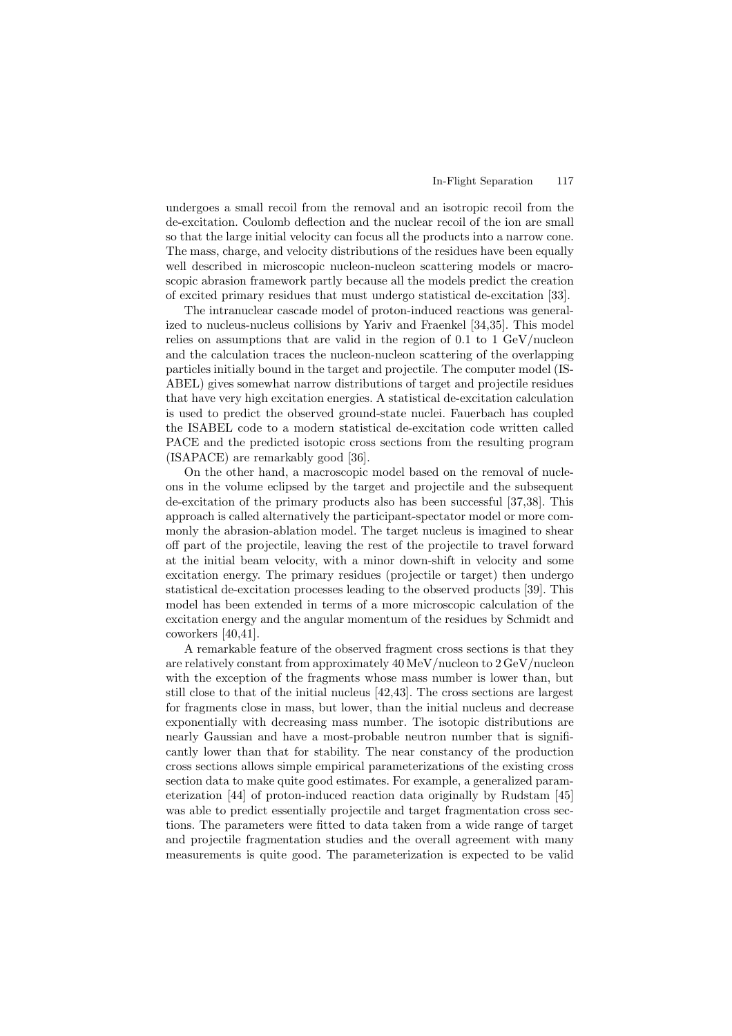undergoes a small recoil from the removal and an isotropic recoil from the de-excitation. Coulomb deflection and the nuclear recoil of the ion are small so that the large initial velocity can focus all the products into a narrow cone. The mass, charge, and velocity distributions of the residues have been equally well described in microscopic nucleon-nucleon scattering models or macroscopic abrasion framework partly because all the models predict the creation of excited primary residues that must undergo statistical de-excitation [33].

The intranuclear cascade model of proton-induced reactions was generalized to nucleus-nucleus collisions by Yariv and Fraenkel [34,35]. This model relies on assumptions that are valid in the region of 0.1 to 1 GeV/nucleon and the calculation traces the nucleon-nucleon scattering of the overlapping particles initially bound in the target and projectile. The computer model (ISABEL) gives somewhat narrow distributions of target and projectile residues that have very high excitation energies. A statistical de-excitation calculation is used to predict the observed ground-state nuclei. Fauerbach has coupled the ISABEL code to a modern statistical de-excitation code written called PACE and the predicted isotopic cross sections from the resulting program (ISAPACE) are remarkably good [36].

On the other hand, a macroscopic model based on the removal of nucleons in the volume eclipsed by the target and projectile and the subsequent de-excitation of the primary products also has been successful [37,38]. This approach is called alternatively the participant-spectator model or more commonly the abrasion-ablation model. The target nucleus is imagined to shear off part of the projectile, leaving the rest of the projectile to travel forward at the initial beam velocity, with a minor down-shift in velocity and some excitation energy. The primary residues (projectile or target) then undergo statistical de-excitation processes leading to the observed products [39]. This model has been extended in terms of a more microscopic calculation of the excitation energy and the angular momentum of the residues by Schmidt and coworkers [40,41].

A remarkable feature of the observed fragment cross sections is that they are relatively constant from approximately 40 MeV/nucleon to 2 GeV/nucleon with the exception of the fragments whose mass number is lower than, but still close to that of the initial nucleus [42,43]. The cross sections are largest for fragments close in mass, but lower, than the initial nucleus and decrease exponentially with decreasing mass number. The isotopic distributions are nearly Gaussian and have a most-probable neutron number that is significantly lower than that for stability. The near constancy of the production cross sections allows simple empirical parameterizations of the existing cross section data to make quite good estimates. For example, a generalized parameterization [44] of proton-induced reaction data originally by Rudstam [45] was able to predict essentially projectile and target fragmentation cross sections. The parameters were fitted to data taken from a wide range of target and projectile fragmentation studies and the overall agreement with many measurements is quite good. The parameterization is expected to be valid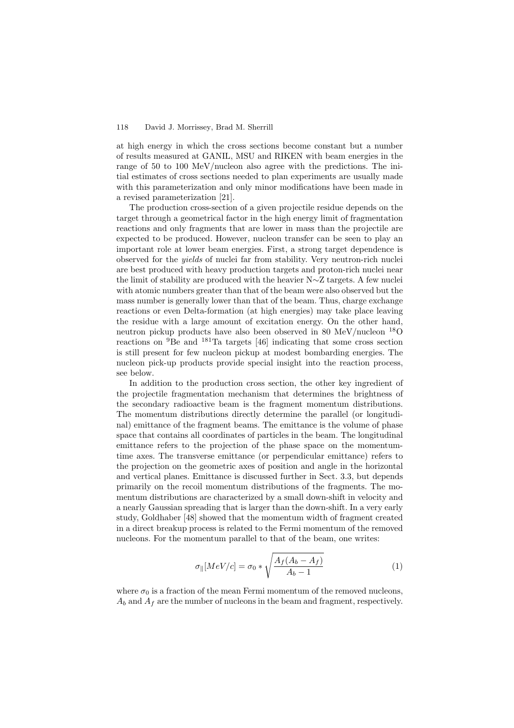at high energy in which the cross sections become constant but a number of results measured at GANIL, MSU and RIKEN with beam energies in the range of 50 to 100 MeV/nucleon also agree with the predictions. The initial estimates of cross sections needed to plan experiments are usually made with this parameterization and only minor modifications have been made in a revised parameterization [21].

The production cross-section of a given projectile residue depends on the target through a geometrical factor in the high energy limit of fragmentation reactions and only fragments that are lower in mass than the projectile are expected to be produced. However, nucleon transfer can be seen to play an important role at lower beam energies. First, a strong target dependence is observed for the *yields* of nuclei far from stability. Very neutron-rich nuclei are best produced with heavy production targets and proton-rich nuclei near the limit of stability are produced with the heavier N∼Z targets. A few nuclei with atomic numbers greater than that of the beam were also observed but the mass number is generally lower than that of the beam. Thus, charge exchange reactions or even Delta-formation (at high energies) may take place leaving the residue with a large amount of excitation energy. On the other hand, neutron pickup products have also been observed in 80 MeV/nucleon $^{18}$O reactions on $^{9}$Be and $^{181}$Ta targets [46] indicating that some cross section is still present for few nucleon pickup at modest bombarding energies. The nucleon pick-up products provide special insight into the reaction process, see below.

In addition to the production cross section, the other key ingredient of the projectile fragmentation mechanism that determines the brightness of the secondary radioactive beam is the fragment momentum distributions. The momentum distributions directly determine the parallel (or longitudinal) emittance of the fragment beams. The emittance is the volume of phase space that contains all coordinates of particles in the beam. The longitudinal emittance refers to the projection of the phase space on the momentum-time axes. The transverse emittance (or perpendicular emittance) refers to the projection on the geometric axes of position and angle in the horizontal and vertical planes. Emittance is discussed further in Sect. 3.3, but depends primarily on the recoil momentum distributions of the fragments. The momentum distributions are characterized by a small down-shift in velocity and a nearly Gaussian spreading that is larger than the down-shift. In a very early study, Goldhaber [48] showed that the momentum width of fragment created in a direct breakup process is related to the Fermi momentum of the removed nucleons. For the momentum parallel to that of the beam, one writes:

$$\sigma_{\parallel}[MeV/c] = \sigma_0 * \sqrt{\frac{A_f(A_b - A_f)}{A_b - 1}} \tag{1}$$

where $\sigma_0$ is a fraction of the mean Fermi momentum of the removed nucleons, $A_b$ and $A_f$ are the number of nucleons in the beam and fragment, respectively.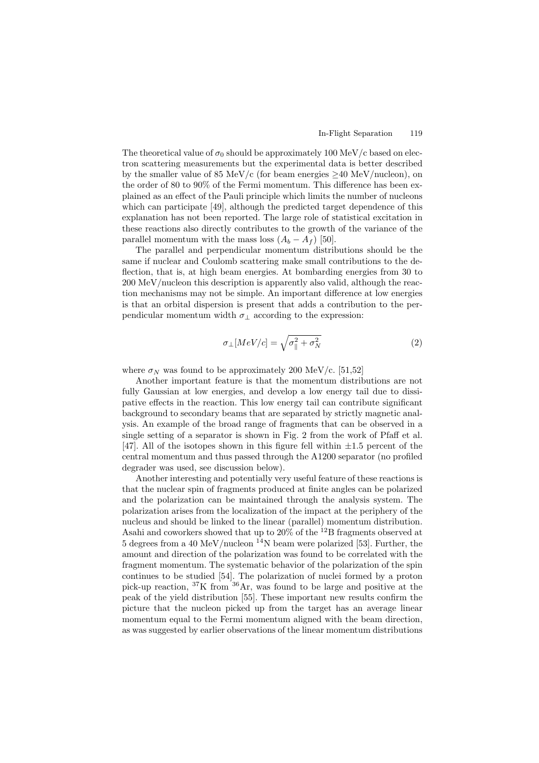The theoretical value of $\sigma_0$ should be approximately 100 MeV/c based on electron scattering measurements but the experimental data is better described by the smaller value of 85 MeV/c (for beam energies $\geq$40 MeV/nucleon), on the order of 80 to 90% of the Fermi momentum. This difference has been explained as an effect of the Pauli principle which limits the number of nucleons which can participate [49], although the predicted target dependence of this explanation has not been reported. The large role of statistical excitation in these reactions also directly contributes to the growth of the variance of the parallel momentum with the mass loss $(A_b - A_f)$ [50].

The parallel and perpendicular momentum distributions should be the same if nuclear and Coulomb scattering make small contributions to the deflection, that is, at high beam energies. At bombarding energies from 30 to 200 MeV/nucleon this description is apparently also valid, although the reaction mechanisms may not be simple. An important difference at low energies is that an orbital dispersion is present that adds a contribution to the perpendicular momentum width $\sigma_\perp$ according to the expression:

$$\sigma_\perp[MeV/c] = \sqrt{\sigma_\parallel^2 + \sigma_N^2} \tag{2}$$

where $\sigma_N$ was found to be approximately 200 MeV/c. [51,52]

Another important feature is that the momentum distributions are not fully Gaussian at low energies, and develop a low energy tail due to dissipative effects in the reaction. This low energy tail can contribute significant background to secondary beams that are separated by strictly magnetic analysis. An example of the broad range of fragments that can be observed in a single setting of a separator is shown in Fig. 2 from the work of Pfaff et al. [47]. All of the isotopes shown in this figure fell within $\pm$1.5 percent of the central momentum and thus passed through the A1200 separator (no profiled degrader was used, see discussion below).

Another interesting and potentially very useful feature of these reactions is that the nuclear spin of fragments produced at finite angles can be polarized and the polarization can be maintained through the analysis system. The polarization arises from the localization of the impact at the periphery of the nucleus and should be linked to the linear (parallel) momentum distribution. Asahi and coworkers showed that up to 20% of the $^{12}$B fragments observed at 5 degrees from a 40 MeV/nucleon $^{14}$N beam were polarized [53]. Further, the amount and direction of the polarization was found to be correlated with the fragment momentum. The systematic behavior of the polarization of the spin continues to be studied [54]. The polarization of nuclei formed by a proton pick-up reaction, $^{37}$K from $^{36}$Ar, was found to be large and positive at the peak of the yield distribution [55]. These important new results confirm the picture that the nucleon picked up from the target has an average linear momentum equal to the Fermi momentum aligned with the beam direction, as was suggested by earlier observations of the linear momentum distributions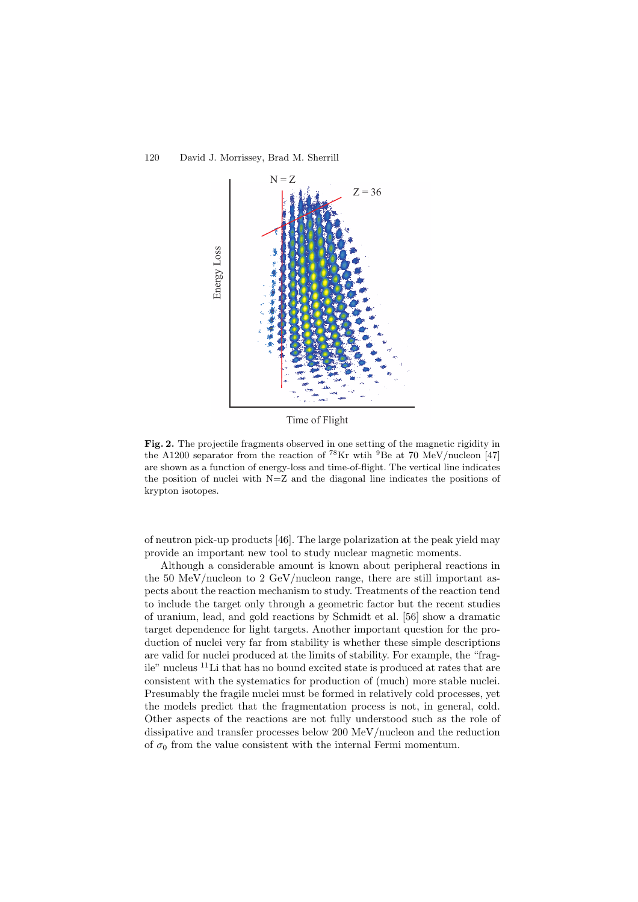**Fig. 2.** The projectile fragments observed in one setting of the magnetic rigidity in the A1200 separator from the reaction of $^{78}$Kr wtih $^{9}$Be at 70 MeV/nucleon [47] are shown as a function of energy-loss and time-of-flight. The vertical line indicates the position of nuclei with N=Z and the diagonal line indicates the positions of krypton isotopes.

of neutron pick-up products [46]. The large polarization at the peak yield may provide an important new tool to study nuclear magnetic moments.

Although a considerable amount is known about peripheral reactions in the 50 MeV/nucleon to 2 GeV/nucleon range, there are still important aspects about the reaction mechanism to study. Treatments of the reaction tend to include the target only through a geometric factor but the recent studies of uranium, lead, and gold reactions by Schmidt et al. [56] show a dramatic target dependence for light targets. Another important question for the production of nuclei very far from stability is whether these simple descriptions are valid for nuclei produced at the limits of stability. For example, the "fragile" nucleus $^{11}$Li that has no bound excited state is produced at rates that are consistent with the systematics for production of (much) more stable nuclei. Presumably the fragile nuclei must be formed in relatively cold processes, yet the models predict that the fragmentation process is not, in general, cold. Other aspects of the reactions are not fully understood such as the role of dissipative and transfer processes below 200 MeV/nucleon and the reduction of $\sigma_0$ from the value consistent with the internal Fermi momentum.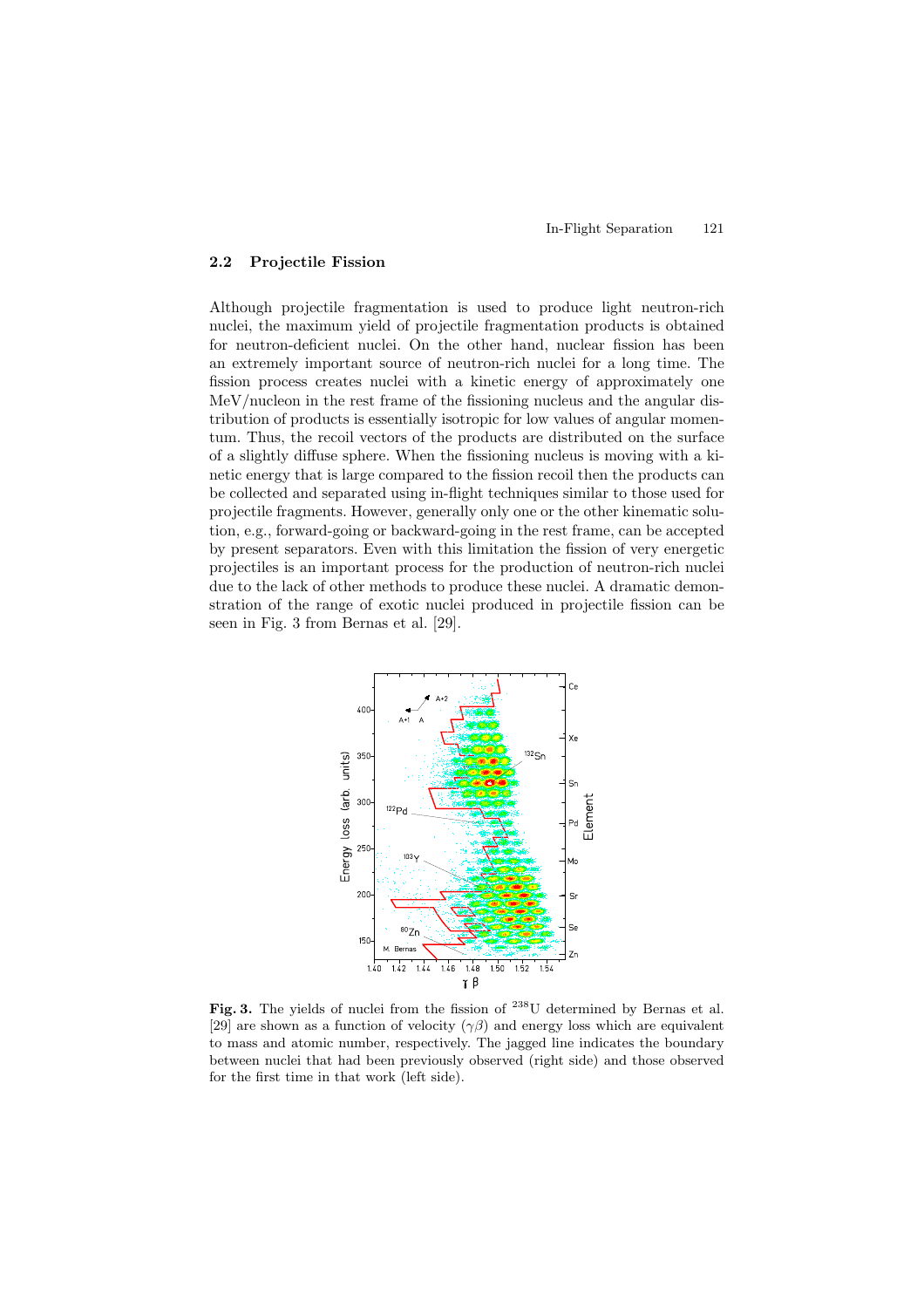## 2.2 Projectile Fission

Although projectile fragmentation is used to produce light neutron-rich nuclei, the maximum yield of projectile fragmentation products is obtained for neutron-deficient nuclei. On the other hand, nuclear fission has been an extremely important source of neutron-rich nuclei for a long time. The fission process creates nuclei with a kinetic energy of approximately one MeV/nucleon in the rest frame of the fissioning nucleus and the angular distribution of products is essentially isotropic for low values of angular momentum. Thus, the recoil vectors of the products are distributed on the surface of a slightly diffuse sphere. When the fissioning nucleus is moving with a kinetic energy that is large compared to the fission recoil then the products can be collected and separated using in-flight techniques similar to those used for projectile fragments. However, generally only one or the other kinematic solution, e.g., forward-going or backward-going in the rest frame, can be accepted by present separators. Even with this limitation the fission of very energetic projectiles is an important process for the production of neutron-rich nuclei due to the lack of other methods to produce these nuclei. A dramatic demonstration of the range of exotic nuclei produced in projectile fission can be seen in Fig. 3 from Bernas et al. [29].

**Fig. 3.** The yields of nuclei from the fission of $^{238}$U determined by Bernas et al. [29] are shown as a function of velocity ($\gamma\beta$) and energy loss which are equivalent to mass and atomic number, respectively. The jagged line indicates the boundary between nuclei that had been previously observed (right side) and those observed for the first time in that work (left side).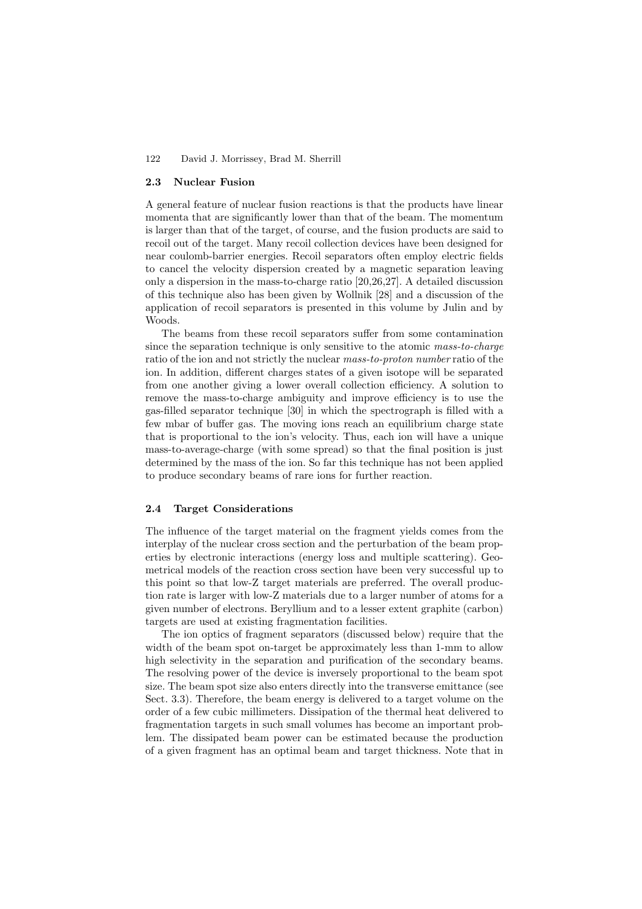### 2.3 Nuclear Fusion

A general feature of nuclear fusion reactions is that the products have linear momenta that are significantly lower than that of the beam. The momentum is larger than that of the target, of course, and the fusion products are said to recoil out of the target. Many recoil collection devices have been designed for near coulomb-barrier energies. Recoil separators often employ electric fields to cancel the velocity dispersion created by a magnetic separation leaving only a dispersion in the mass-to-charge ratio [20,26,27]. A detailed discussion of this technique also has been given by Wollnik [28] and a discussion of the application of recoil separators is presented in this volume by Julin and by Woods.

The beams from these recoil separators suffer from some contamination since the separation technique is only sensitive to the atomic *mass-to-charge* ratio of the ion and not strictly the nuclear *mass-to-proton number* ratio of the ion. In addition, different charges states of a given isotope will be separated from one another giving a lower overall collection efficiency. A solution to remove the mass-to-charge ambiguity and improve efficiency is to use the gas-filled separator technique [30] in which the spectrograph is filled with a few mbar of buffer gas. The moving ions reach an equilibrium charge state that is proportional to the ion's velocity. Thus, each ion will have a unique mass-to-average-charge (with some spread) so that the final position is just determined by the mass of the ion. So far this technique has not been applied to produce secondary beams of rare ions for further reaction.

### 2.4 Target Considerations

The influence of the target material on the fragment yields comes from the interplay of the nuclear cross section and the perturbation of the beam properties by electronic interactions (energy loss and multiple scattering). Geometrical models of the reaction cross section have been very successful up to this point so that low-Z target materials are preferred. The overall production rate is larger with low-Z materials due to a larger number of atoms for a given number of electrons. Beryllium and to a lesser extent graphite (carbon) targets are used at existing fragmentation facilities.

The ion optics of fragment separators (discussed below) require that the width of the beam spot on-target be approximately less than 1-mm to allow high selectivity in the separation and purification of the secondary beams. The resolving power of the device is inversely proportional to the beam spot size. The beam spot size also enters directly into the transverse emittance (see Sect. 3.3). Therefore, the beam energy is delivered to a target volume on the order of a few cubic millimeters. Dissipation of the thermal heat delivered to fragmentation targets in such small volumes has become an important problem. The dissipated beam power can be estimated because the production of a given fragment has an optimal beam and target thickness. Note that in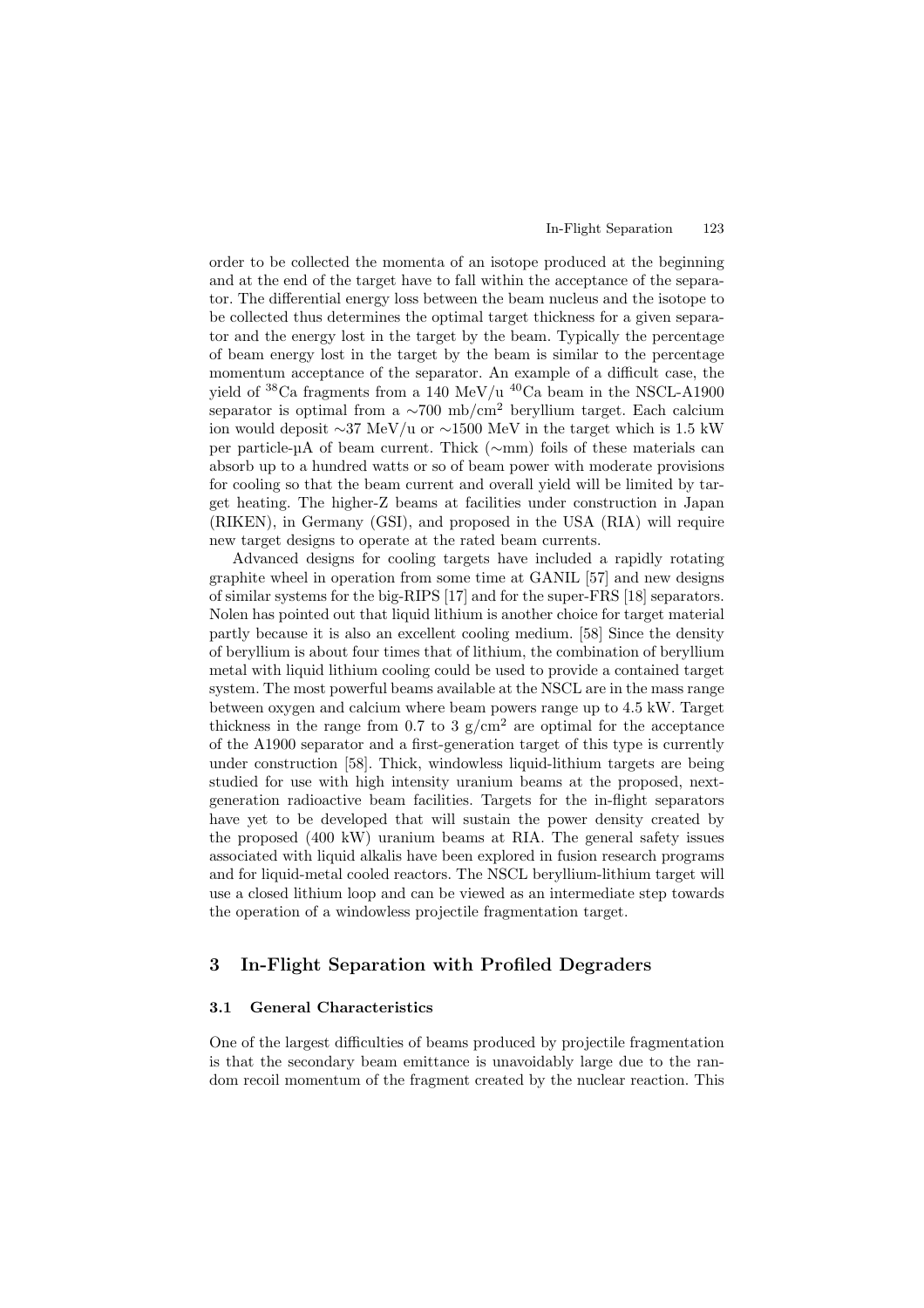order to be collected the momenta of an isotope produced at the beginning and at the end of the target have to fall within the acceptance of the separator. The differential energy loss between the beam nucleus and the isotope to be collected thus determines the optimal target thickness for a given separator and the energy lost in the target by the beam. Typically the percentage of beam energy lost in the target by the beam is similar to the percentage momentum acceptance of the separator. An example of a difficult case, the yield of $^{38}$Ca fragments from a 140 MeV/u $^{40}$Ca beam in the NSCL-A1900 separator is optimal from a $\sim$700 mb/cm$^2$ beryllium target. Each calcium ion would deposit $\sim$37 MeV/u or $\sim$1500 MeV in the target which is 1.5 kW per particle-μA of beam current. Thick ($\sim$mm) foils of these materials can absorb up to a hundred watts or so of beam power with moderate provisions for cooling so that the beam current and overall yield will be limited by target heating. The higher-Z beams at facilities under construction in Japan (RIKEN), in Germany (GSI), and proposed in the USA (RIA) will require new target designs to operate at the rated beam currents.

Advanced designs for cooling targets have included a rapidly rotating graphite wheel in operation from some time at GANIL [57] and new designs of similar systems for the big-RIPS [17] and for the super-FRS [18] separators. Nolen has pointed out that liquid lithium is another choice for target material partly because it is also an excellent cooling medium. [58] Since the density of beryllium is about four times that of lithium, the combination of beryllium metal with liquid lithium cooling could be used to provide a contained target system. The most powerful beams available at the NSCL are in the mass range between oxygen and calcium where beam powers range up to 4.5 kW. Target thickness in the range from 0.7 to 3 g/cm$^2$ are optimal for the acceptance of the A1900 separator and a first-generation target of this type is currently under construction [58]. Thick, windowless liquid-lithium targets are being studied for use with high intensity uranium beams at the proposed, next-generation radioactive beam facilities. Targets for the in-flight separators have yet to be developed that will sustain the power density created by the proposed (400 kW) uranium beams at RIA. The general safety issues associated with liquid alkalis have been explored in fusion research programs and for liquid-metal cooled reactors. The NSCL beryllium-lithium target will use a closed lithium loop and can be viewed as an intermediate step towards the operation of a windowless projectile fragmentation target.

## 3 In-Flight Separation with Profiled Degraders

### 3.1 General Characteristics

One of the largest difficulties of beams produced by projectile fragmentation is that the secondary beam emittance is unavoidably large due to the random recoil momentum of the fragment created by the nuclear reaction. This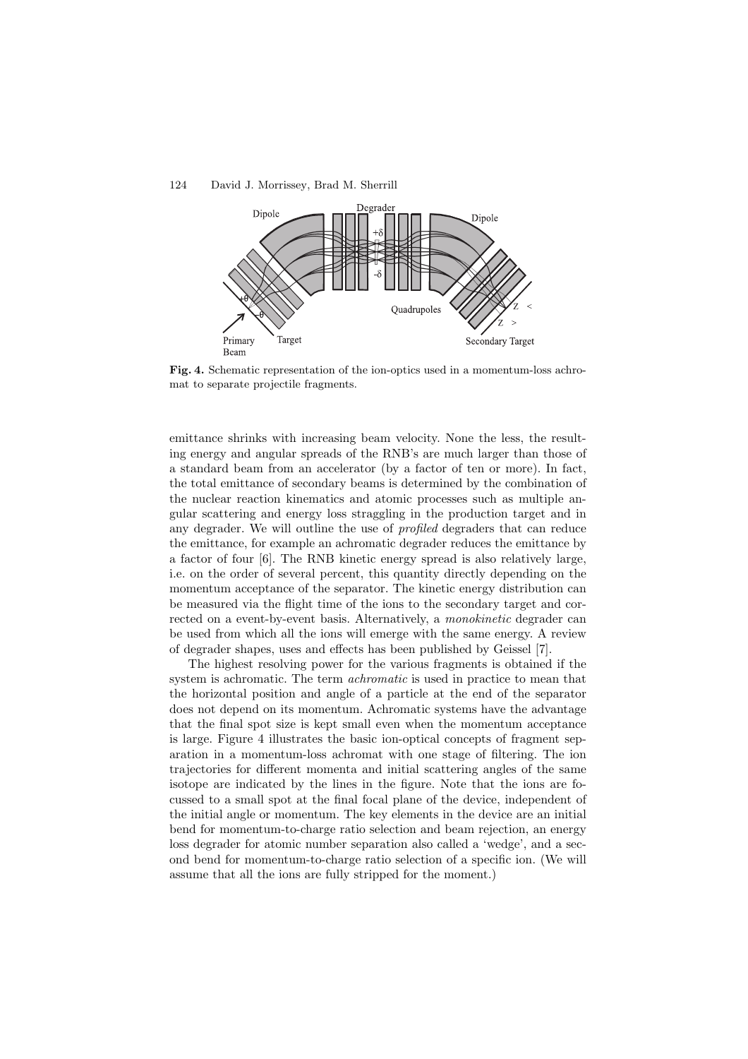Dipole

Degrader

Dipole

$+\delta$

$-\delta$

$+\theta$

$-\theta$

Quadrupoles

Z <

Z >

Primary Beam

Target

Secondary Target

**Fig. 4.** Schematic representation of the ion-optics used in a momentum-loss achromat to separate projectile fragments.

emittance shrinks with increasing beam velocity. None the less, the resulting energy and angular spreads of the RNB's are much larger than those of a standard beam from an accelerator (by a factor of ten or more). In fact, the total emittance of secondary beams is determined by the combination of the nuclear reaction kinematics and atomic processes such as multiple angular scattering and energy loss straggling in the production target and in any degrader. We will outline the use of *profiled* degraders that can reduce the emittance, for example an achromatic degrader reduces the emittance by a factor of four [6]. The RNB kinetic energy spread is also relatively large, i.e. on the order of several percent, this quantity directly depending on the momentum acceptance of the separator. The kinetic energy distribution can be measured via the flight time of the ions to the secondary target and corrected on a event-by-event basis. Alternatively, a *monokinetic* degrader can be used from which all the ions will emerge with the same energy. A review of degrader shapes, uses and effects has been published by Geissel [7].

The highest resolving power for the various fragments is obtained if the system is achromatic. The term *achromatic* is used in practice to mean that the horizontal position and angle of a particle at the end of the separator does not depend on its momentum. Achromatic systems have the advantage that the final spot size is kept small even when the momentum acceptance is large. Figure 4 illustrates the basic ion-optical concepts of fragment separation in a momentum-loss achromat with one stage of filtering. The ion trajectories for different momenta and initial scattering angles of the same isotope are indicated by the lines in the figure. Note that the ions are focussed to a small spot at the final focal plane of the device, independent of the initial angle or momentum. The key elements in the device are an initial bend for momentum-to-charge ratio selection and beam rejection, an energy loss degrader for atomic number separation also called a 'wedge', and a second bend for momentum-to-charge ratio selection of a specific ion. (We will assume that all the ions are fully stripped for the moment.)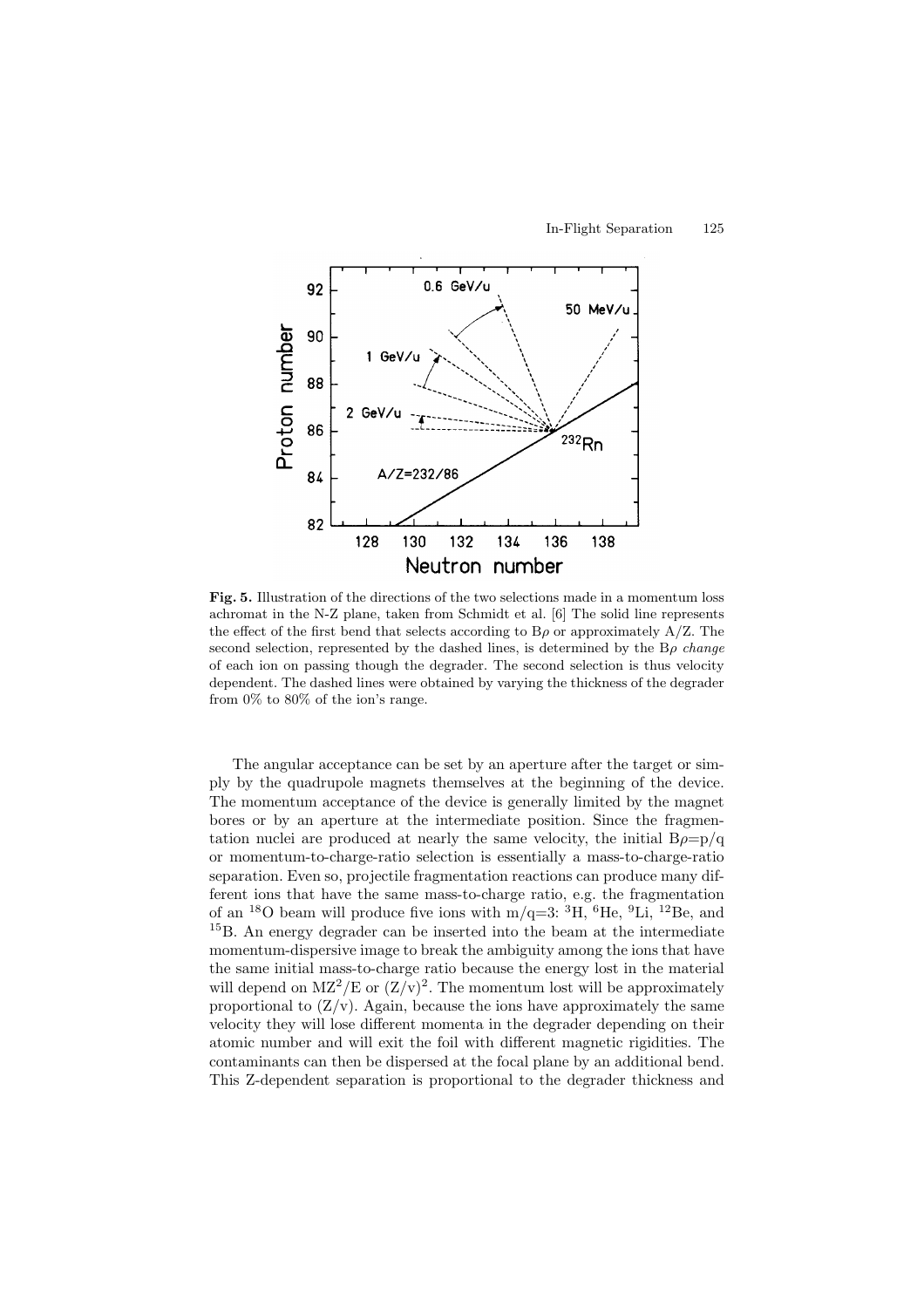**Fig. 5.** Illustration of the directions of the two selections made in a momentum loss achromat in the N-Z plane, taken from Schmidt et al. [6] The solid line represents the effect of the first bend that selects according to $B\rho$ or approximately A/Z. The second selection, represented by the dashed lines, is determined by the $B\rho$ *change* of each ion on passing though the degrader. The second selection is thus velocity dependent. The dashed lines were obtained by varying the thickness of the degrader from 0% to 80% of the ion's range.

The angular acceptance can be set by an aperture after the target or simply by the quadrupole magnets themselves at the beginning of the device. The momentum acceptance of the device is generally limited by the magnet bores or by an aperture at the intermediate position. Since the fragmentation nuclei are produced at nearly the same velocity, the initial $B\rho$=p/q or momentum-to-charge-ratio selection is essentially a mass-to-charge-ratio separation. Even so, projectile fragmentation reactions can produce many different ions that have the same mass-to-charge ratio, e.g. the fragmentation of an $^{18}$O beam will produce five ions with m/q=3: $^{3}$H, $^{6}$He, $^{9}$Li, $^{12}$Be, and $^{15}$B. An energy degrader can be inserted into the beam at the intermediate momentum-dispersive image to break the ambiguity among the ions that have the same initial mass-to-charge ratio because the energy lost in the material will depend on $MZ^2/E$ or $(Z/v)^2$. The momentum lost will be approximately proportional to (Z/v). Again, because the ions have approximately the same velocity they will lose different momenta in the degrader depending on their atomic number and will exit the foil with different magnetic rigidities. The contaminants can then be dispersed at the focal plane by an additional bend. This Z-dependent separation is proportional to the degrader thickness and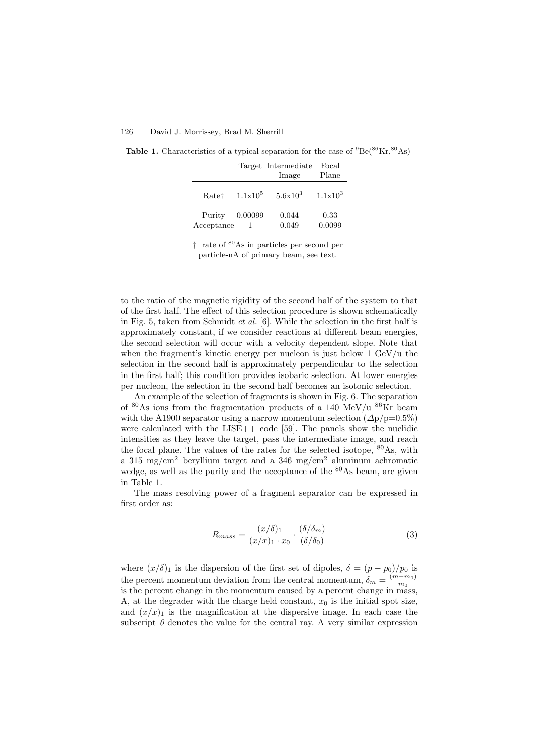**Table 1.** Characteristics of a typical separation for the case of $^{9}$Be($^{86}$Kr,$^{80}$As)

| | Target | Intermediate Image | Focal Plane |
|---|---|---|---|
| Rate† | $1.1\text{x}10^{5}$ | $5.6\text{x}10^{3}$ | $1.1\text{x}10^{3}$ |
| Purity | 0.00099 | 0.044 | 0.33 |
| Acceptance | 1 | 0.049 | 0.0099 |

† rate of $^{80}$As in particles per second per particle-nA of primary beam, see text.

to the ratio of the magnetic rigidity of the second half of the system to that of the first half. The effect of this selection procedure is shown schematically in Fig. 5, taken from Schmidt *et al.* [6]. While the selection in the first half is approximately constant, if we consider reactions at different beam energies, the second selection will occur with a velocity dependent slope. Note that when the fragment's kinetic energy per nucleon is just below 1 GeV/u the selection in the second half is approximately perpendicular to the selection in the first half; this condition provides isobaric selection. At lower energies per nucleon, the selection in the second half becomes an isotonic selection.

An example of the selection of fragments is shown in Fig. 6. The separation of $^{80}$As ions from the fragmentation products of a 140 MeV/u $^{86}$Kr beam with the A1900 separator using a narrow momentum selection ($\Delta$p/p=0.5%) were calculated with the LISE++ code [59]. The panels show the nuclidic intensities as they leave the target, pass the intermediate image, and reach the focal plane. The values of the rates for the selected isotope, $^{80}$As, with a 315 mg/cm$^2$ beryllium target and a 346 mg/cm$^2$ aluminum achromatic wedge, as well as the purity and the acceptance of the $^{80}$As beam, are given in Table 1.

The mass resolving power of a fragment separator can be expressed in first order as:

$$R_{mass} = \frac{(x/\delta)_1}{(x/x)_1 \cdot x_0} \cdot \frac{(\delta/\delta_m)}{(\delta/\delta_0)} \tag{3}$$

where $(x/\delta)_1$ is the dispersion of the first set of dipoles, $\delta = (p - p_0)/p_0$ is the percent momentum deviation from the central momentum, $\delta_m = \frac{(m-m_0)}{m_0}$ is the percent change in the momentum caused by a percent change in mass, A, at the degrader with the charge held constant, $x_0$ is the initial spot size, and $(x/x)_1$ is the magnification at the dispersive image. In each case the subscript *0* denotes the value for the central ray. A very similar expression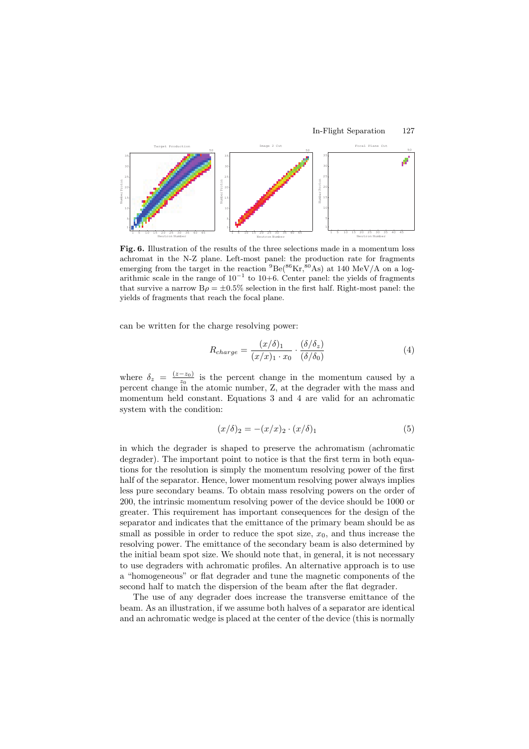**Fig. 6.** Illustration of the results of the three selections made in a momentum loss achromat in the N-Z plane. Left-most panel: the production rate for fragments emerging from the target in the reaction $^{9}$Be($^{86}$Kr,$^{80}$As) at 140 MeV/A on a logarithmic scale in the range of $10^{-1}$ to 10+6. Center panel: the yields of fragments that survive a narrow B$\rho = \pm 0.5\%$ selection in the first half. Right-most panel: the yields of fragments that reach the focal plane.

can be written for the charge resolving power:

$$R_{charge} = \frac{(x/\delta)_1}{(x/x)_1 \cdot x_0} \cdot \frac{(\delta/\delta_z)}{(\delta/\delta_0)} \tag{4}$$

where $\delta_z = \frac{(z - z_0)}{z_0}$ is the percent change in the momentum caused by a percent change in the atomic number, Z, at the degrader with the mass and momentum held constant. Equations 3 and 4 are valid for an achromatic system with the condition:

$$(x/\delta)_2 = -(x/x)_2 \cdot (x/\delta)_1 \tag{5}$$

in which the degrader is shaped to preserve the achromatism (achromatic degrader). The important point to notice is that the first term in both equations for the resolution is simply the momentum resolving power of the first half of the separator. Hence, lower momentum resolving power always implies less pure secondary beams. To obtain mass resolving powers on the order of 200, the intrinsic momentum resolving power of the device should be 1000 or greater. This requirement has important consequences for the design of the separator and indicates that the emittance of the primary beam should be as small as possible in order to reduce the spot size, $x_0$, and thus increase the resolving power. The emittance of the secondary beam is also determined by the initial beam spot size. We should note that, in general, it is not necessary to use degraders with achromatic profiles. An alternative approach is to use a "homogeneous" or flat degrader and tune the magnetic components of the second half to match the dispersion of the beam after the flat degrader.

The use of any degrader does increase the transverse emittance of the beam. As an illustration, if we assume both halves of a separator are identical and an achromatic wedge is placed at the center of the device (this is normally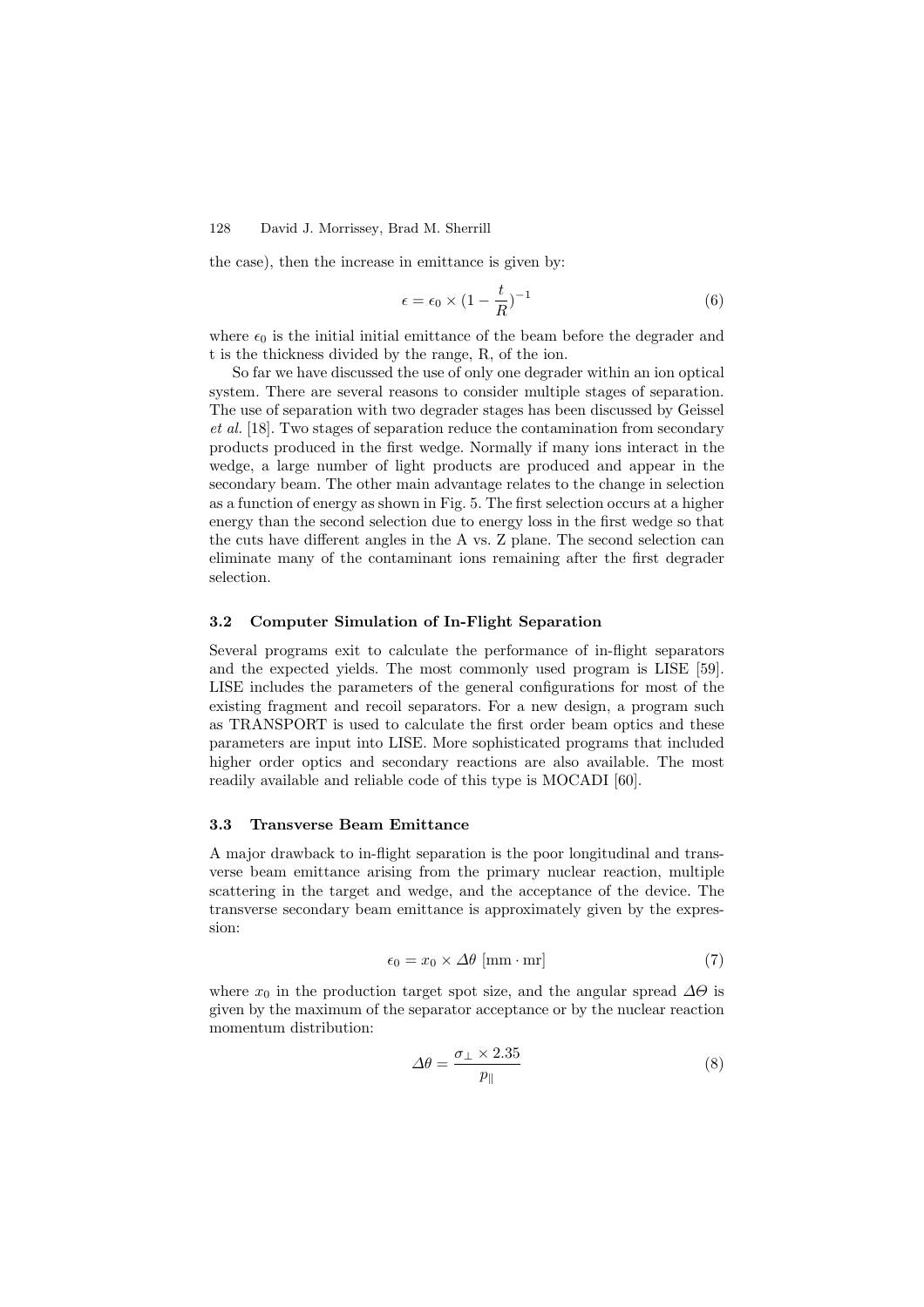the case), then the increase in emittance is given by:

$$\epsilon = \epsilon_0 \times (1 - \frac{t}{R})^{-1} \tag{6}$$

where $\epsilon_0$ is the initial initial emittance of the beam before the degrader and t is the thickness divided by the range, R, of the ion.

So far we have discussed the use of only one degrader within an ion optical system. There are several reasons to consider multiple stages of separation. The use of separation with two degrader stages has been discussed by Geissel *et al.* [18]. Two stages of separation reduce the contamination from secondary products produced in the first wedge. Normally if many ions interact in the wedge, a large number of light products are produced and appear in the secondary beam. The other main advantage relates to the change in selection as a function of energy as shown in Fig. 5. The first selection occurs at a higher energy than the second selection due to energy loss in the first wedge so that the cuts have different angles in the A vs. Z plane. The second selection can eliminate many of the contaminant ions remaining after the first degrader selection.

### 3.2 Computer Simulation of In-Flight Separation

Several programs exit to calculate the performance of in-flight separators and the expected yields. The most commonly used program is LISE [59]. LISE includes the parameters of the general configurations for most of the existing fragment and recoil separators. For a new design, a program such as TRANSPORT is used to calculate the first order beam optics and these parameters are input into LISE. More sophisticated programs that included higher order optics and secondary reactions are also available. The most readily available and reliable code of this type is MOCADI [60].

### 3.3 Transverse Beam Emittance

A major drawback to in-flight separation is the poor longitudinal and transverse beam emittance arising from the primary nuclear reaction, multiple scattering in the target and wedge, and the acceptance of the device. The transverse secondary beam emittance is approximately given by the expression:

$$\epsilon_0 = x_0 \times \Delta\theta \ [\mathrm{mm} \cdot \mathrm{mr}] \tag{7}$$

where $x_0$ in the production target spot size, and the angular spread $\Delta\Theta$ is given by the maximum of the separator acceptance or by the nuclear reaction momentum distribution:

$$\Delta\theta = \frac{\sigma_\perp \times 2.35}{p_\parallel} \tag{8}$$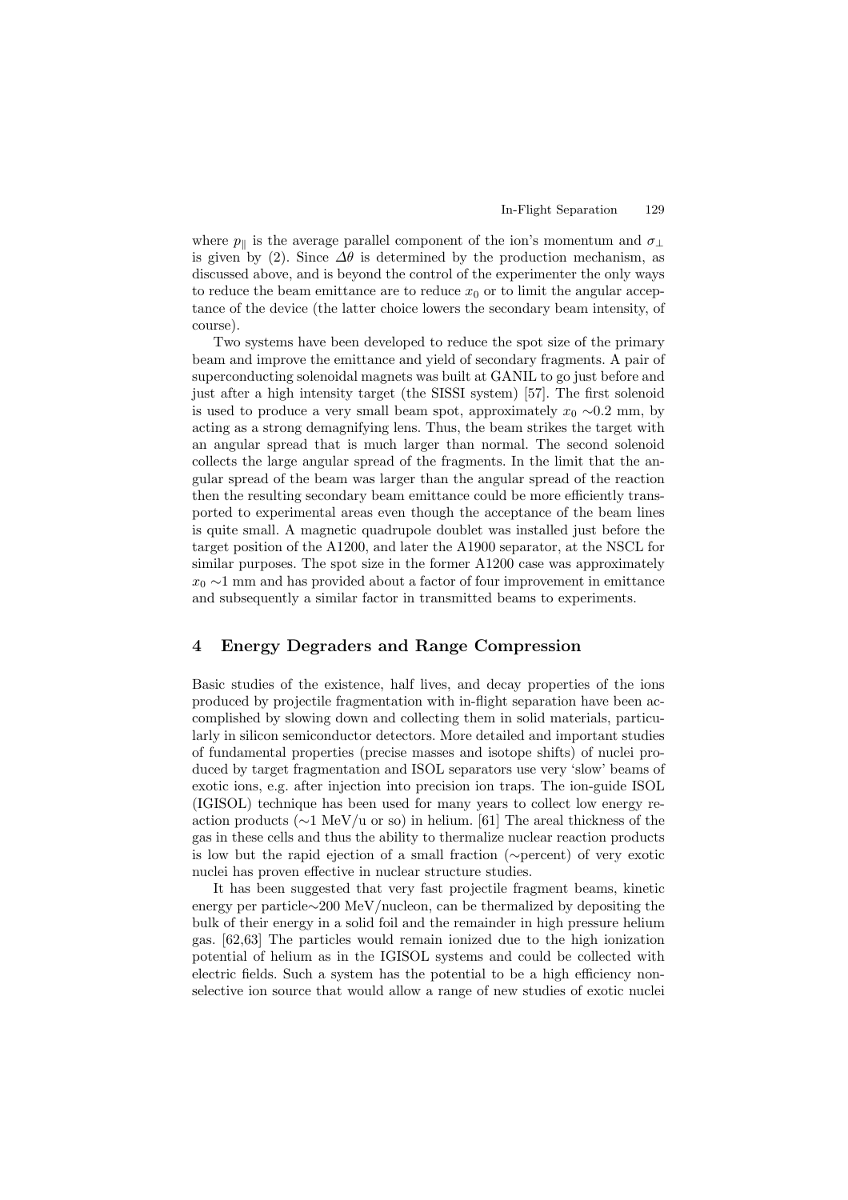where $p_{\parallel}$ is the average parallel component of the ion's momentum and $\sigma_{\perp}$ is given by (2). Since $\Delta\theta$ is determined by the production mechanism, as discussed above, and is beyond the control of the experimenter the only ways to reduce the beam emittance are to reduce $x_0$ or to limit the angular acceptance of the device (the latter choice lowers the secondary beam intensity, of course).

Two systems have been developed to reduce the spot size of the primary beam and improve the emittance and yield of secondary fragments. A pair of superconducting solenoidal magnets was built at GANIL to go just before and just after a high intensity target (the SISSI system) [57]. The first solenoid is used to produce a very small beam spot, approximately $x_0 \sim 0.2$ mm, by acting as a strong demagnifying lens. Thus, the beam strikes the target with an angular spread that is much larger than normal. The second solenoid collects the large angular spread of the fragments. In the limit that the angular spread of the beam was larger than the angular spread of the reaction then the resulting secondary beam emittance could be more efficiently transported to experimental areas even though the acceptance of the beam lines is quite small. A magnetic quadrupole doublet was installed just before the target position of the A1200, and later the A1900 separator, at the NSCL for similar purposes. The spot size in the former A1200 case was approximately $x_0 \sim 1$ mm and has provided about a factor of four improvement in emittance and subsequently a similar factor in transmitted beams to experiments.

## 4 Energy Degraders and Range Compression

Basic studies of the existence, half lives, and decay properties of the ions produced by projectile fragmentation with in-flight separation have been accomplished by slowing down and collecting them in solid materials, particularly in silicon semiconductor detectors. More detailed and important studies of fundamental properties (precise masses and isotope shifts) of nuclei produced by target fragmentation and ISOL separators use very 'slow' beams of exotic ions, e.g. after injection into precision ion traps. The ion-guide ISOL (IGISOL) technique has been used for many years to collect low energy reaction products ($\sim$1 MeV/u or so) in helium. [61] The areal thickness of the gas in these cells and thus the ability to thermalize nuclear reaction products is low but the rapid ejection of a small fraction ($\sim$percent) of very exotic nuclei has proven effective in nuclear structure studies.

It has been suggested that very fast projectile fragment beams, kinetic energy per particle$\sim$200 MeV/nucleon, can be thermalized by depositing the bulk of their energy in a solid foil and the remainder in high pressure helium gas. [62,63] The particles would remain ionized due to the high ionization potential of helium as in the IGISOL systems and could be collected with electric fields. Such a system has the potential to be a high efficiency nonselective ion source that would allow a range of new studies of exotic nuclei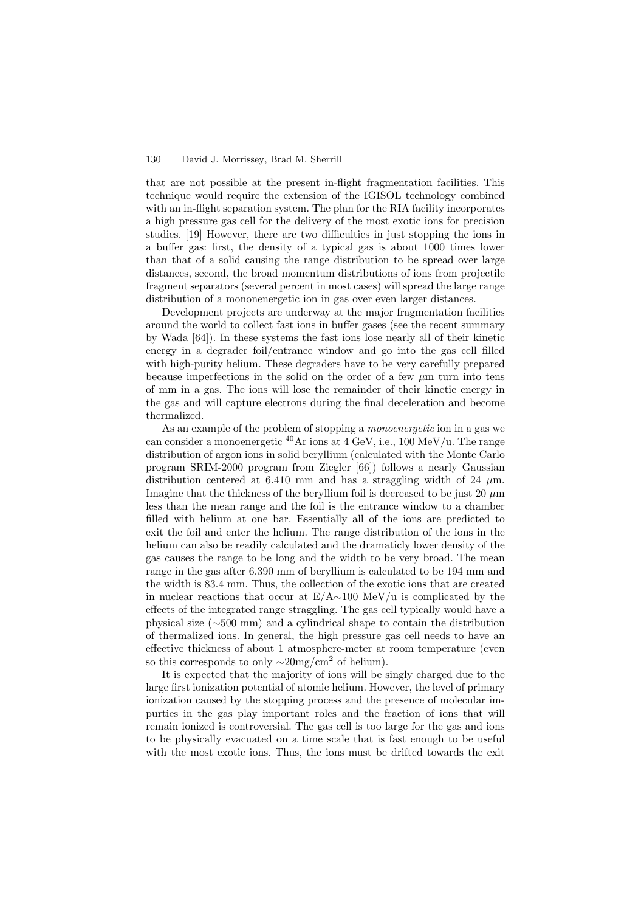that are not possible at the present in-flight fragmentation facilities. This technique would require the extension of the IGISOL technology combined with an in-flight separation system. The plan for the RIA facility incorporates a high pressure gas cell for the delivery of the most exotic ions for precision studies. [19] However, there are two difficulties in just stopping the ions in a buffer gas: first, the density of a typical gas is about 1000 times lower than that of a solid causing the range distribution to be spread over large distances, second, the broad momentum distributions of ions from projectile fragment separators (several percent in most cases) will spread the large range distribution of a mononenergetic ion in gas over even larger distances.

Development projects are underway at the major fragmentation facilities around the world to collect fast ions in buffer gases (see the recent summary by Wada [64]). In these systems the fast ions lose nearly all of their kinetic energy in a degrader foil/entrance window and go into the gas cell filled with high-purity helium. These degraders have to be very carefully prepared because imperfections in the solid on the order of a few $\mu$m turn into tens of mm in a gas. The ions will lose the remainder of their kinetic energy in the gas and will capture electrons during the final deceleration and become thermalized.

As an example of the problem of stopping a *monoenergetic* ion in a gas we can consider a monoenergetic $^{40}$Ar ions at 4 GeV, i.e., 100 MeV/u. The range distribution of argon ions in solid beryllium (calculated with the Monte Carlo program SRIM-2000 program from Ziegler [66]) follows a nearly Gaussian distribution centered at 6.410 mm and has a straggling width of 24 $\mu$m. Imagine that the thickness of the beryllium foil is decreased to be just 20 $\mu$m less than the mean range and the foil is the entrance window to a chamber filled with helium at one bar. Essentially all of the ions are predicted to exit the foil and enter the helium. The range distribution of the ions in the helium can also be readily calculated and the dramaticly lower density of the gas causes the range to be long and the width to be very broad. The mean range in the gas after 6.390 mm of beryllium is calculated to be 194 mm and the width is 83.4 mm. Thus, the collection of the exotic ions that are created in nuclear reactions that occur at E/A$\sim$100 MeV/u is complicated by the effects of the integrated range straggling. The gas cell typically would have a physical size ($\sim$500 mm) and a cylindrical shape to contain the distribution of thermalized ions. In general, the high pressure gas cell needs to have an effective thickness of about 1 atmosphere-meter at room temperature (even so this corresponds to only $\sim$20mg/cm$^2$ of helium).

It is expected that the majority of ions will be singly charged due to the large first ionization potential of atomic helium. However, the level of primary ionization caused by the stopping process and the presence of molecular impurties in the gas play important roles and the fraction of ions that will remain ionized is controversial. The gas cell is too large for the gas and ions to be physically evacuated on a time scale that is fast enough to be useful with the most exotic ions. Thus, the ions must be drifted towards the exit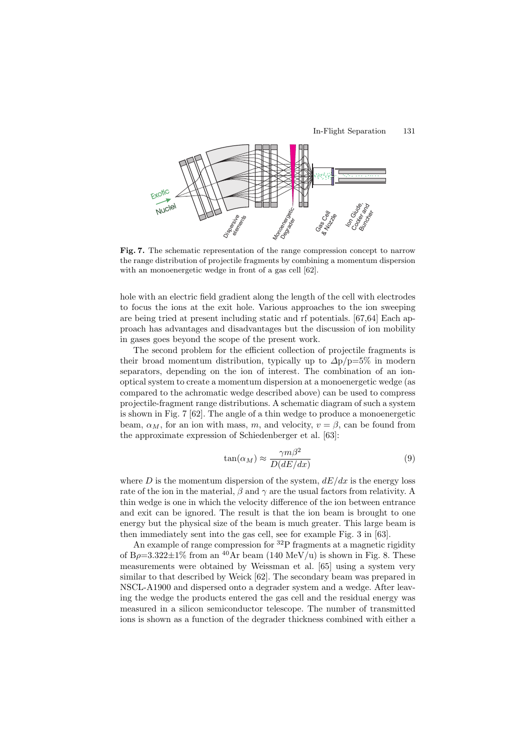**Fig. 7.** The schematic representation of the range compression concept to narrow the range distribution of projectile fragments by combining a momentum dispersion with an monoenergetic wedge in front of a gas cell [62].

hole with an electric field gradient along the length of the cell with electrodes to focus the ions at the exit hole. Various approaches to the ion sweeping are being tried at present including static and rf potentials. [67,64] Each approach has advantages and disadvantages but the discussion of ion mobility in gases goes beyond the scope of the present work.

The second problem for the efficient collection of projectile fragments is their broad momentum distribution, typically up to $\Delta$p/p=5% in modern separators, depending on the ion of interest. The combination of an ion-optical system to create a momentum dispersion at a monoenergetic wedge (as compared to the achromatic wedge described above) can be used to compress projectile-fragment range distributions. A schematic diagram of such a system is shown in Fig. 7 [62]. The angle of a thin wedge to produce a monoenergetic beam, $\alpha_M$, for an ion with mass, $m$, and velocity, $v = \beta$, can be found from the approximate expression of Schiedenberger et al. [63]:

$$\tan(\alpha_M) \approx \frac{\gamma m \beta^2}{D(dE/dx)} \tag{9}$$

where $D$ is the momentum dispersion of the system, $dE/dx$ is the energy loss rate of the ion in the material, $\beta$ and $\gamma$ are the usual factors from relativity. A thin wedge is one in which the velocity difference of the ion between entrance and exit can be ignored. The result is that the ion beam is brought to one energy but the physical size of the beam is much greater. This large beam is then immediately sent into the gas cell, see for example Fig. 3 in [63].

An example of range compression for $^{32}$P fragments at a magnetic rigidity of B$\rho$=3.322±1% from an $^{40}$Ar beam (140 MeV/u) is shown in Fig. 8. These measurements were obtained by Weissman et al. [65] using a system very similar to that described by Weick [62]. The secondary beam was prepared in NSCL-A1900 and dispersed onto a degrader system and a wedge. After leaving the wedge the products entered the gas cell and the residual energy was measured in a silicon semiconductor telescope. The number of transmitted ions is shown as a function of the degrader thickness combined with either a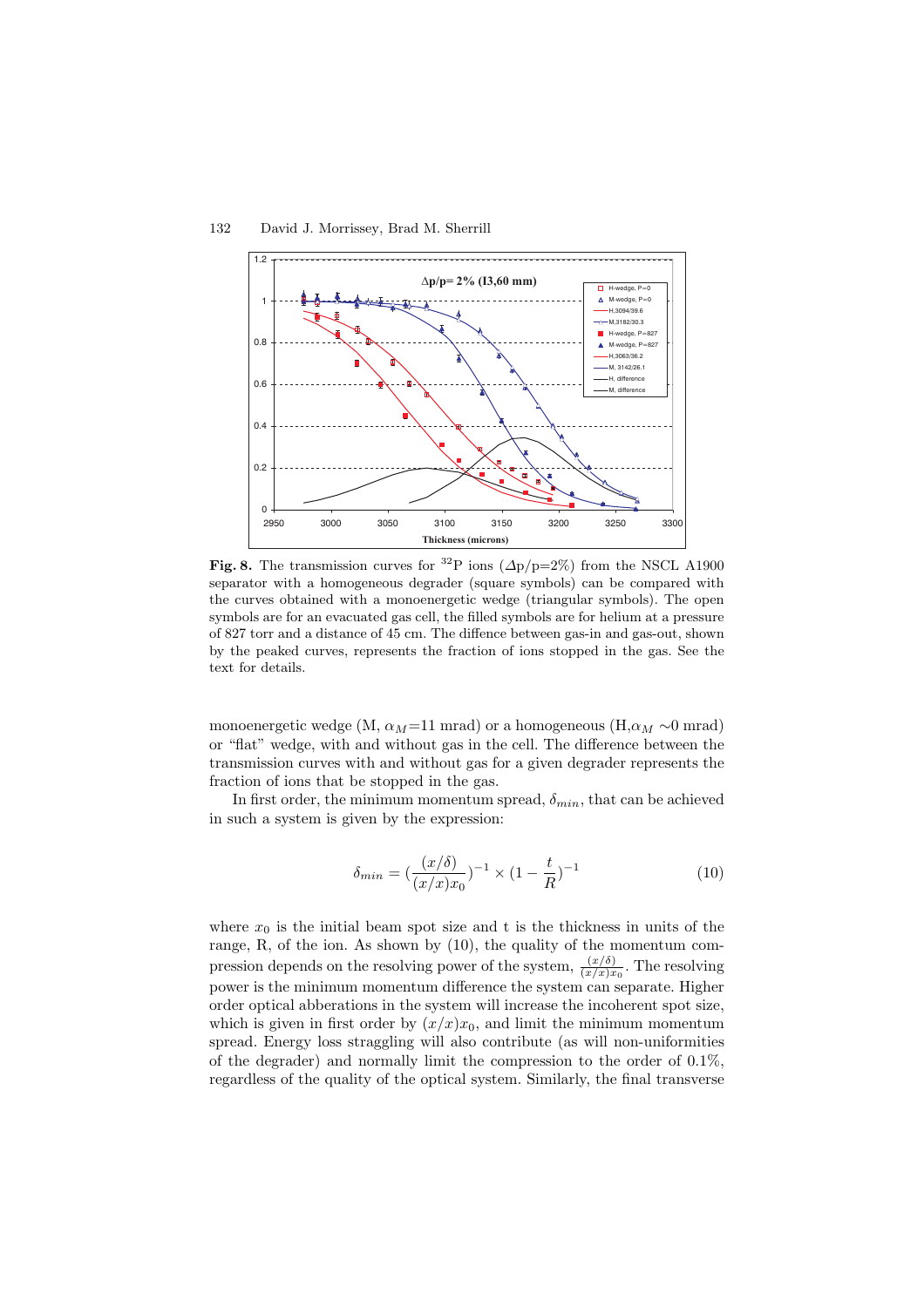**Fig. 8.** The transmission curves for $^{32}$P ions ($\Delta$p/p=2%) from the NSCL A1900 separator with a homogeneous degrader (square symbols) can be compared with the curves obtained with a monoenergetic wedge (triangular symbols). The open symbols are for an evacuated gas cell, the filled symbols are for helium at a pressure of 827 torr and a distance of 45 cm. The diffence between gas-in and gas-out, shown by the peaked curves, represents the fraction of ions stopped in the gas. See the text for details.

monoenergetic wedge (M, $\alpha_M$=11 mrad) or a homogeneous (H,$\alpha_M \sim$0 mrad) or "flat" wedge, with and without gas in the cell. The difference between the transmission curves with and without gas for a given degrader represents the fraction of ions that be stopped in the gas.

In first order, the minimum momentum spread, $\delta_{min}$, that can be achieved in such a system is given by the expression:

$$\delta_{min} = \left(\frac{(x/\delta)}{(x/x)x_0}\right)^{-1} \times \left(1 - \frac{t}{R}\right)^{-1} \tag{10}$$

where $x_0$ is the initial beam spot size and t is the thickness in units of the range, R, of the ion. As shown by (10), the quality of the momentum compression depends on the resolving power of the system, $\frac{(x/\delta)}{(x/x)x_0}$. The resolving power is the minimum momentum difference the system can separate. Higher order optical abberations in the system will increase the incoherent spot size, which is given in first order by $(x/x)x_0$, and limit the minimum momentum spread. Energy loss straggling will also contribute (as will non-uniformities of the degrader) and normally limit the compression to the order of 0.1%, regardless of the quality of the optical system. Similarly, the final transverse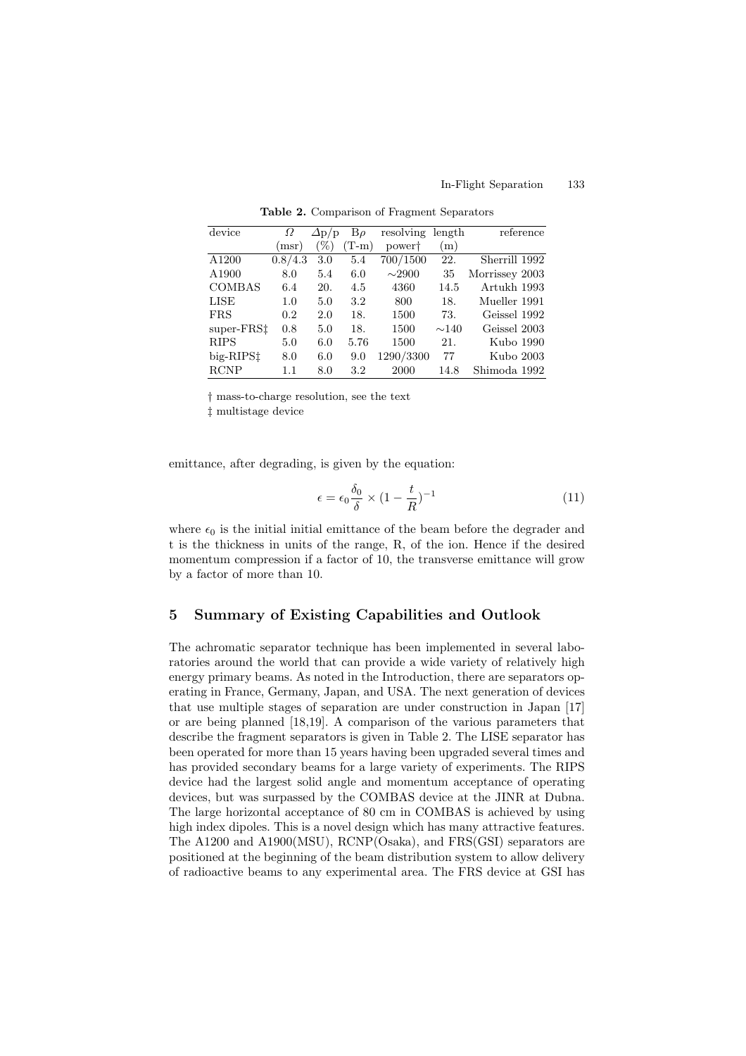**Table 2.** Comparison of Fragment Separators

| device | $\Omega$ (msr) | $\Delta$p/p (%) | B$\rho$ (T-m) | resolving power† | length (m) | reference |
|---|---|---|---|---|---|---|
| A1200 | 0.8/4.3 | 3.0 | 5.4 | 700/1500 | 22. | Sherrill 1992 |
| A1900 | 8.0 | 5.4 | 6.0 | ∼2900 | 35 | Morrissey 2003 |
| COMBAS | 6.4 | 20. | 4.5 | 4360 | 14.5 | Artukh 1993 |
| LISE | 1.0 | 5.0 | 3.2 | 800 | 18. | Mueller 1991 |
| FRS | 0.2 | 2.0 | 18. | 1500 | 73. | Geissel 1992 |
| super-FRS‡ | 0.8 | 5.0 | 18. | 1500 | ∼140 | Geissel 2003 |
| RIPS | 5.0 | 6.0 | 5.76 | 1500 | 21. | Kubo 1990 |
| big-RIPS‡ | 8.0 | 6.0 | 9.0 | 1290/3300 | 77 | Kubo 2003 |
| RCNP | 1.1 | 8.0 | 3.2 | 2000 | 14.8 | Shimoda 1992 |

† mass-to-charge resolution, see the text

‡ multistage device

emittance, after degrading, is given by the equation:

$$\epsilon = \epsilon_0 \frac{\delta_0}{\delta} \times (1 - \frac{t}{R})^{-1} \tag{11}$$

where $\epsilon_0$ is the initial initial emittance of the beam before the degrader and t is the thickness in units of the range, R, of the ion. Hence if the desired momentum compression if a factor of 10, the transverse emittance will grow by a factor of more than 10.

## 5 Summary of Existing Capabilities and Outlook

The achromatic separator technique has been implemented in several laboratories around the world that can provide a wide variety of relatively high energy primary beams. As noted in the Introduction, there are separators operating in France, Germany, Japan, and USA. The next generation of devices that use multiple stages of separation are under construction in Japan [17] or are being planned [18,19]. A comparison of the various parameters that describe the fragment separators is given in Table 2. The LISE separator has been operated for more than 15 years having been upgraded several times and has provided secondary beams for a large variety of experiments. The RIPS device had the largest solid angle and momentum acceptance of operating devices, but was surpassed by the COMBAS device at the JINR at Dubna. The large horizontal acceptance of 80 cm in COMBAS is achieved by using high index dipoles. This is a novel design which has many attractive features. The A1200 and A1900(MSU), RCNP(Osaka), and FRS(GSI) separators are positioned at the beginning of the beam distribution system to allow delivery of radioactive beams to any experimental area. The FRS device at GSI has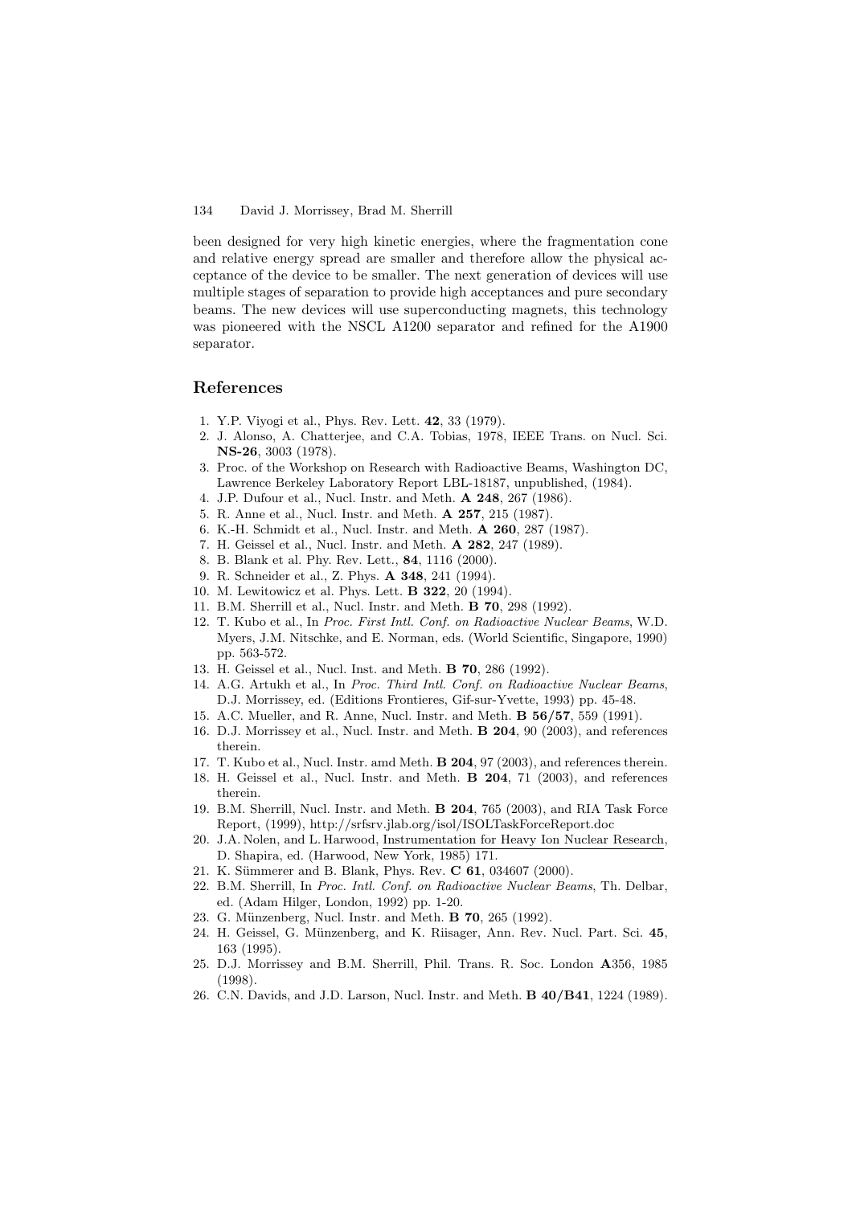been designed for very high kinetic energies, where the fragmentation cone and relative energy spread are smaller and therefore allow the physical acceptance of the device to be smaller. The next generation of devices will use multiple stages of separation to provide high acceptances and pure secondary beams. The new devices will use superconducting magnets, this technology was pioneered with the NSCL A1200 separator and refined for the A1900 separator.

## References

1. Y.P. Viyogi et al., Phys. Rev. Lett. **42**, 33 (1979).
2. J. Alonso, A. Chatterjee, and C.A. Tobias, 1978, IEEE Trans. on Nucl. Sci. **NS-26**, 3003 (1978).
3. Proc. of the Workshop on Research with Radioactive Beams, Washington DC, Lawrence Berkeley Laboratory Report LBL-18187, unpublished, (1984).
4. J.P. Dufour et al., Nucl. Instr. and Meth. **A 248**, 267 (1986).
5. R. Anne et al., Nucl. Instr. and Meth. **A 257**, 215 (1987).
6. K.-H. Schmidt et al., Nucl. Instr. and Meth. **A 260**, 287 (1987).
7. H. Geissel et al., Nucl. Instr. and Meth. **A 282**, 247 (1989).
8. B. Blank et al. Phy. Rev. Lett., **84**, 1116 (2000).
9. R. Schneider et al., Z. Phys. **A 348**, 241 (1994).
10. M. Lewitowicz et al. Phys. Lett. **B 322**, 20 (1994).
11. B.M. Sherrill et al., Nucl. Instr. and Meth. **B 70**, 298 (1992).
12. T. Kubo et al., In *Proc. First Intl. Conf. on Radioactive Nuclear Beams*, W.D. Myers, J.M. Nitschke, and E. Norman, eds. (World Scientific, Singapore, 1990) pp. 563-572.
13. H. Geissel et al., Nucl. Inst. and Meth. **B 70**, 286 (1992).
14. A.G. Artukh et al., In *Proc. Third Intl. Conf. on Radioactive Nuclear Beams*, D.J. Morrissey, ed. (Editions Frontieres, Gif-sur-Yvette, 1993) pp. 45-48.
15. A.C. Mueller, and R. Anne, Nucl. Instr. and Meth. **B 56/57**, 559 (1991).
16. D.J. Morrissey et al., Nucl. Instr. and Meth. **B 204**, 90 (2003), and references therein.
17. T. Kubo et al., Nucl. Instr. amd Meth. **B 204**, 97 (2003), and references therein.
18. H. Geissel et al., Nucl. Instr. and Meth. **B 204**, 71 (2003), and references therein.
19. B.M. Sherrill, Nucl. Instr. and Meth. **B 204**, 765 (2003), and RIA Task Force Report, (1999), http://srfsrv.jlab.org/isol/ISOLTaskForceReport.doc
20. J.A. Nolen, and L. Harwood, Instrumentation for Heavy Ion Nuclear Research, D. Shapira, ed. (Harwood, New York, 1985) 171.
21. K. Sümmerer and B. Blank, Phys. Rev. **C 61**, 034607 (2000).
22. B.M. Sherrill, In *Proc. Intl. Conf. on Radioactive Nuclear Beams*, Th. Delbar, ed. (Adam Hilger, London, 1992) pp. 1-20.
23. G. Münzenberg, Nucl. Instr. and Meth. **B 70**, 265 (1992).
24. H. Geissel, G. Münzenberg, and K. Riisager, Ann. Rev. Nucl. Part. Sci. **45**, 163 (1995).
25. D.J. Morrissey and B.M. Sherrill, Phil. Trans. R. Soc. London **A**356, 1985 (1998).
26. C.N. Davids, and J.D. Larson, Nucl. Instr. and Meth. **B 40/B41**, 1224 (1989).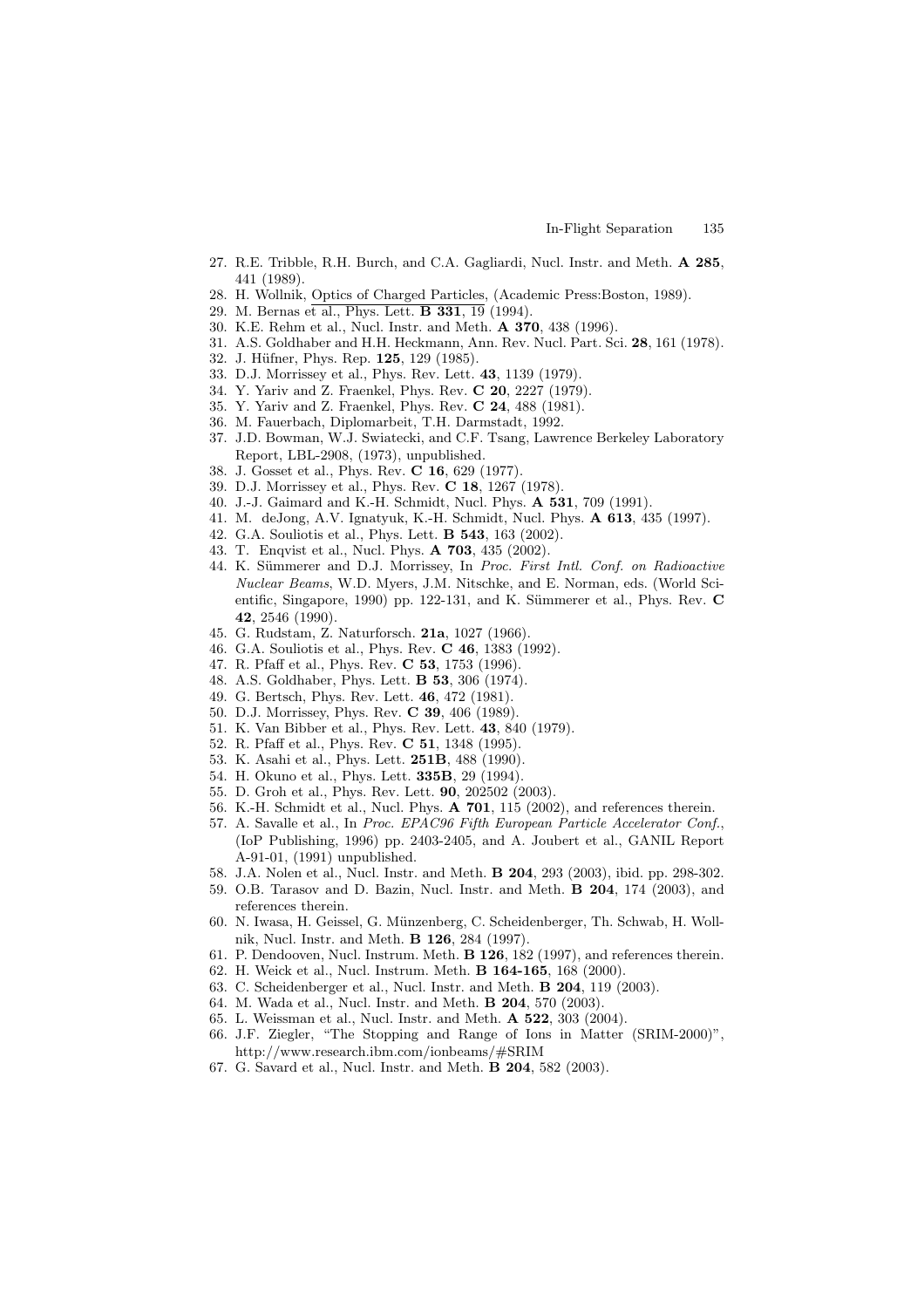27. R.E. Tribble, R.H. Burch, and C.A. Gagliardi, Nucl. Instr. and Meth. **A 285**, 441 (1989).
28. H. Wollnik, Optics of Charged Particles, (Academic Press:Boston, 1989).
29. M. Bernas et al., Phys. Lett. **B 331**, 19 (1994).
30. K.E. Rehm et al., Nucl. Instr. and Meth. **A 370**, 438 (1996).
31. A.S. Goldhaber and H.H. Heckmann, Ann. Rev. Nucl. Part. Sci. **28**, 161 (1978).
32. J. Hüfner, Phys. Rep. **125**, 129 (1985).
33. D.J. Morrissey et al., Phys. Rev. Lett. **43**, 1139 (1979).
34. Y. Yariv and Z. Fraenkel, Phys. Rev. **C 20**, 2227 (1979).
35. Y. Yariv and Z. Fraenkel, Phys. Rev. **C 24**, 488 (1981).
36. M. Fauerbach, Diplomarbeit, T.H. Darmstadt, 1992.
37. J.D. Bowman, W.J. Swiatecki, and C.F. Tsang, Lawrence Berkeley Laboratory Report, LBL-2908, (1973), unpublished.
38. J. Gosset et al., Phys. Rev. **C 16**, 629 (1977).
39. D.J. Morrissey et al., Phys. Rev. **C 18**, 1267 (1978).
40. J.-J. Gaimard and K.-H. Schmidt, Nucl. Phys. **A 531**, 709 (1991).
41. M. deJong, A.V. Ignatyuk, K.-H. Schmidt, Nucl. Phys. **A 613**, 435 (1997).
42. G.A. Souliotis et al., Phys. Lett. **B 543**, 163 (2002).
43. T. Enqvist et al., Nucl. Phys. **A 703**, 435 (2002).
44. K. Sümmerer and D.J. Morrissey, In *Proc. First Intl. Conf. on Radioactive Nuclear Beams*, W.D. Myers, J.M. Nitschke, and E. Norman, eds. (World Scientific, Singapore, 1990) pp. 122-131, and K. Sümmerer et al., Phys. Rev. **C 42**, 2546 (1990).
45. G. Rudstam, Z. Naturforsch. **21a**, 1027 (1966).
46. G.A. Souliotis et al., Phys. Rev. **C 46**, 1383 (1992).
47. R. Pfaff et al., Phys. Rev. **C 53**, 1753 (1996).
48. A.S. Goldhaber, Phys. Lett. **B 53**, 306 (1974).
49. G. Bertsch, Phys. Rev. Lett. **46**, 472 (1981).
50. D.J. Morrissey, Phys. Rev. **C 39**, 406 (1989).
51. K. Van Bibber et al., Phys. Rev. Lett. **43**, 840 (1979).
52. R. Pfaff et al., Phys. Rev. **C 51**, 1348 (1995).
53. K. Asahi et al., Phys. Lett. **251B**, 488 (1990).
54. H. Okuno et al., Phys. Lett. **335B**, 29 (1994).
55. D. Groh et al., Phys. Rev. Lett. **90**, 202502 (2003).
56. K.-H. Schmidt et al., Nucl. Phys. **A 701**, 115 (2002), and references therein.
57. A. Savalle et al., In *Proc. EPAC96 Fifth European Particle Accelerator Conf.*, (IoP Publishing, 1996) pp. 2403-2405, and A. Joubert et al., GANIL Report A-91-01, (1991) unpublished.
58. J.A. Nolen et al., Nucl. Instr. and Meth. **B 204**, 293 (2003), ibid. pp. 298-302.
59. O.B. Tarasov and D. Bazin, Nucl. Instr. and Meth. **B 204**, 174 (2003), and references therein.
60. N. Iwasa, H. Geissel, G. Münzenberg, C. Scheidenberger, Th. Schwab, H. Wollnik, Nucl. Instr. and Meth. **B 126**, 284 (1997).
61. P. Dendooven, Nucl. Instrum. Meth. **B 126**, 182 (1997), and references therein.
62. H. Weick et al., Nucl. Instrum. Meth. **B 164-165**, 168 (2000).
63. C. Scheidenberger et al., Nucl. Instr. and Meth. **B 204**, 119 (2003).
64. M. Wada et al., Nucl. Instr. and Meth. **B 204**, 570 (2003).
65. L. Weissman et al., Nucl. Instr. and Meth. **A 522**, 303 (2004).
66. J.F. Ziegler, "The Stopping and Range of Ions in Matter (SRIM-2000)", http://www.research.ibm.com/ionbeams/#SRIM
67. G. Savard et al., Nucl. Instr. and Meth. **B 204**, 582 (2003).